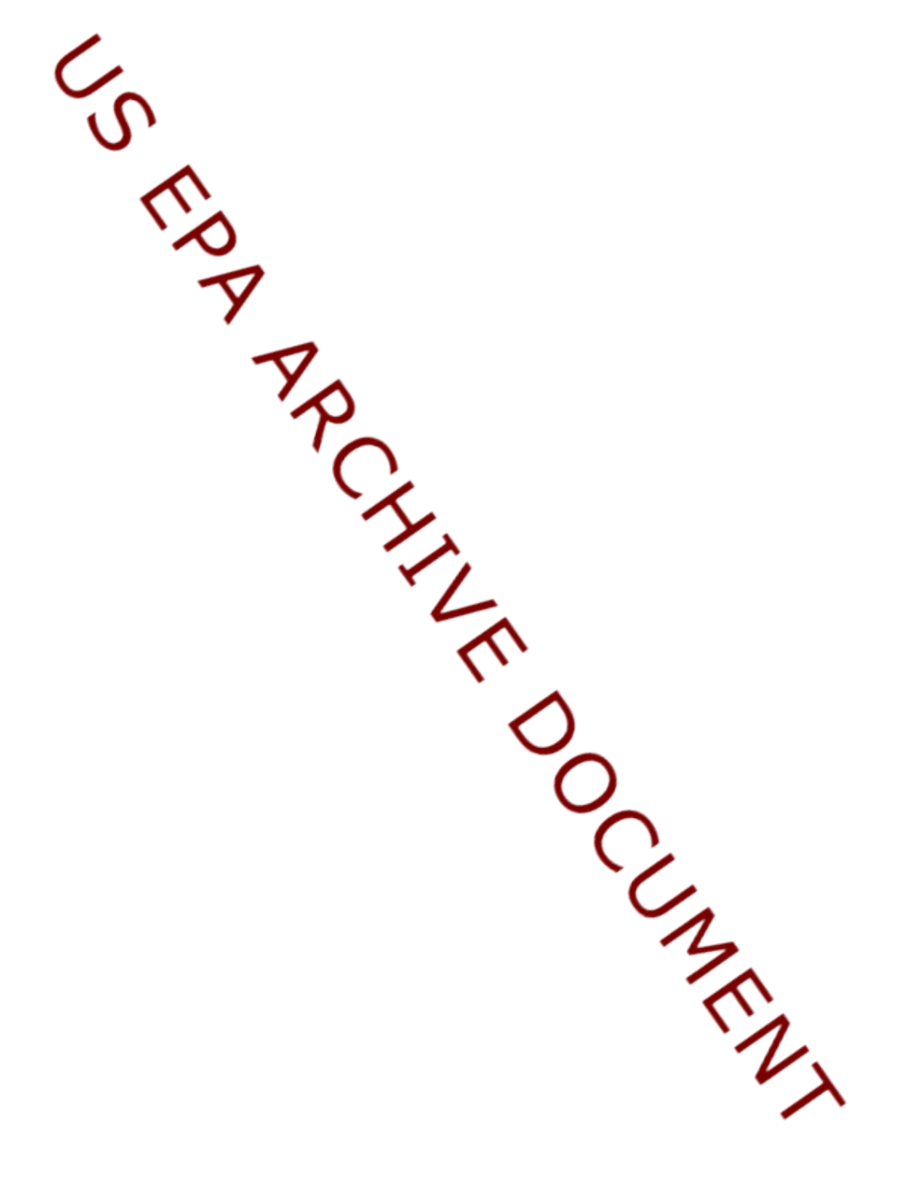US EPA ARCHIVE DOCUMENT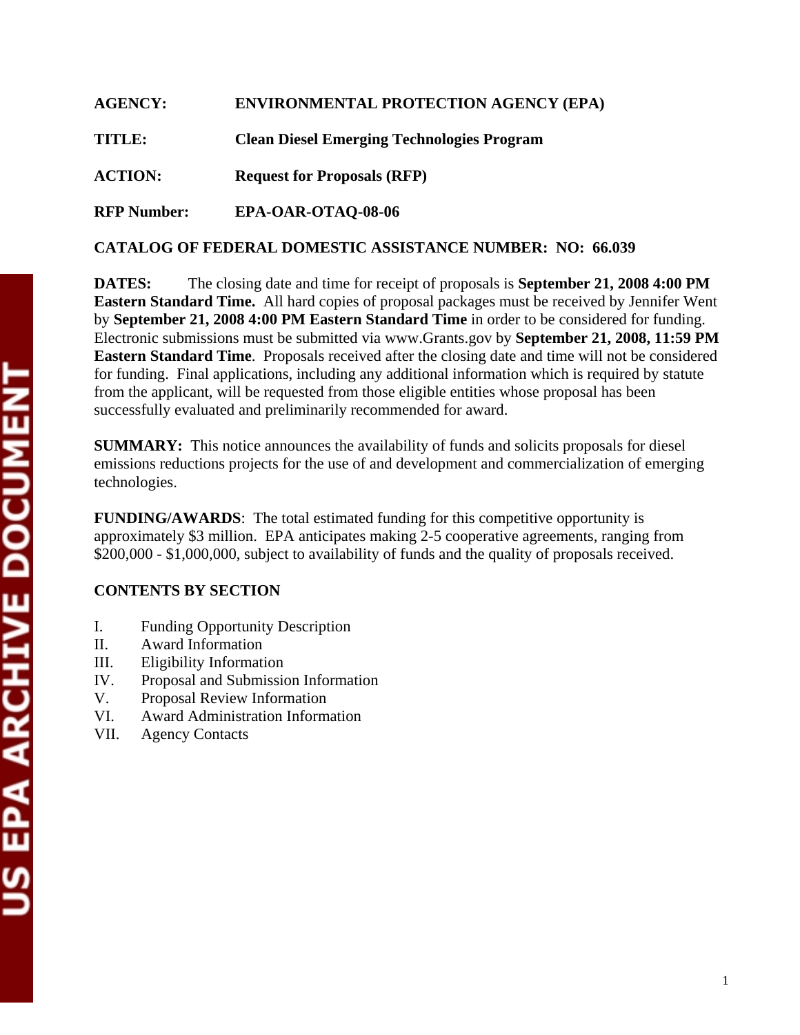**AGENCY:** **ENVIRONMENTAL PROTECTION AGENCY (EPA)**

**TITLE:** **Clean Diesel Emerging Technologies Program**

**ACTION:** **Request for Proposals (RFP)**

**RFP Number:** **EPA-OAR-OTAQ-08-06**

**CATALOG OF FEDERAL DOMESTIC ASSISTANCE NUMBER: NO: 66.039**

**DATES:** The closing date and time for receipt of proposals is **September 21, 2008 4:00 PM Eastern Standard Time.** All hard copies of proposal packages must be received by Jennifer Went by **September 21, 2008 4:00 PM Eastern Standard Time** in order to be considered for funding. Electronic submissions must be submitted via www.Grants.gov by **September 21, 2008, 11:59 PM Eastern Standard Time**. Proposals received after the closing date and time will not be considered for funding. Final applications, including any additional information which is required by statute from the applicant, will be requested from those eligible entities whose proposal has been successfully evaluated and preliminarily recommended for award.

**SUMMARY:** This notice announces the availability of funds and solicits proposals for diesel emissions reductions projects for the use of and development and commercialization of emerging technologies.

**FUNDING/AWARDS**: The total estimated funding for this competitive opportunity is approximately $3 million. EPA anticipates making 2-5 cooperative agreements, ranging from $200,000 - $1,000,000, subject to availability of funds and the quality of proposals received.

**CONTENTS BY SECTION**

I. Funding Opportunity Description
II. Award Information
III. Eligibility Information
IV. Proposal and Submission Information
V. Proposal Review Information
VI. Award Administration Information
VII. Agency Contacts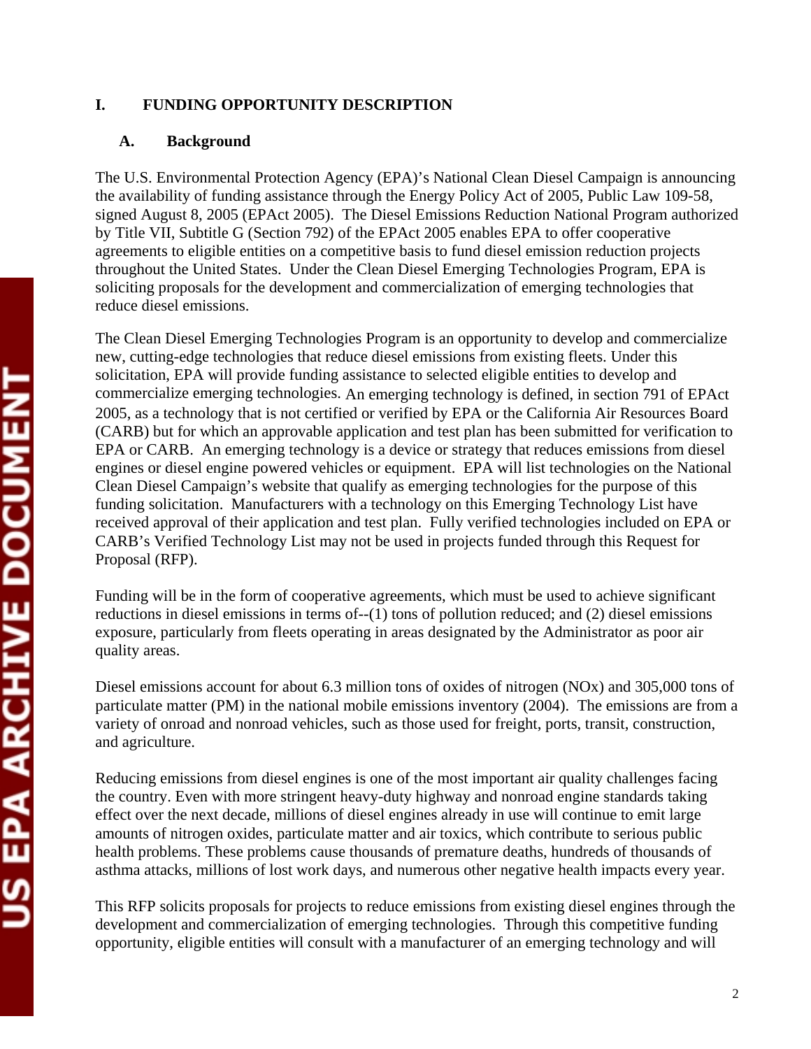## I. FUNDING OPPORTUNITY DESCRIPTION

### A. Background

The U.S. Environmental Protection Agency (EPA)'s National Clean Diesel Campaign is announcing the availability of funding assistance through the Energy Policy Act of 2005, Public Law 109-58, signed August 8, 2005 (EPAct 2005). The Diesel Emissions Reduction National Program authorized by Title VII, Subtitle G (Section 792) of the EPAct 2005 enables EPA to offer cooperative agreements to eligible entities on a competitive basis to fund diesel emission reduction projects throughout the United States. Under the Clean Diesel Emerging Technologies Program, EPA is soliciting proposals for the development and commercialization of emerging technologies that reduce diesel emissions.

The Clean Diesel Emerging Technologies Program is an opportunity to develop and commercialize new, cutting-edge technologies that reduce diesel emissions from existing fleets. Under this solicitation, EPA will provide funding assistance to selected eligible entities to develop and commercialize emerging technologies. An emerging technology is defined, in section 791 of EPAct 2005, as a technology that is not certified or verified by EPA or the California Air Resources Board (CARB) but for which an approvable application and test plan has been submitted for verification to EPA or CARB. An emerging technology is a device or strategy that reduces emissions from diesel engines or diesel engine powered vehicles or equipment. EPA will list technologies on the National Clean Diesel Campaign's website that qualify as emerging technologies for the purpose of this funding solicitation. Manufacturers with a technology on this Emerging Technology List have received approval of their application and test plan. Fully verified technologies included on EPA or CARB's Verified Technology List may not be used in projects funded through this Request for Proposal (RFP).

Funding will be in the form of cooperative agreements, which must be used to achieve significant reductions in diesel emissions in terms of--(1) tons of pollution reduced; and (2) diesel emissions exposure, particularly from fleets operating in areas designated by the Administrator as poor air quality areas.

Diesel emissions account for about 6.3 million tons of oxides of nitrogen (NOx) and 305,000 tons of particulate matter (PM) in the national mobile emissions inventory (2004). The emissions are from a variety of onroad and nonroad vehicles, such as those used for freight, ports, transit, construction, and agriculture.

Reducing emissions from diesel engines is one of the most important air quality challenges facing the country. Even with more stringent heavy-duty highway and nonroad engine standards taking effect over the next decade, millions of diesel engines already in use will continue to emit large amounts of nitrogen oxides, particulate matter and air toxics, which contribute to serious public health problems. These problems cause thousands of premature deaths, hundreds of thousands of asthma attacks, millions of lost work days, and numerous other negative health impacts every year.

This RFP solicits proposals for projects to reduce emissions from existing diesel engines through the development and commercialization of emerging technologies. Through this competitive funding opportunity, eligible entities will consult with a manufacturer of an emerging technology and will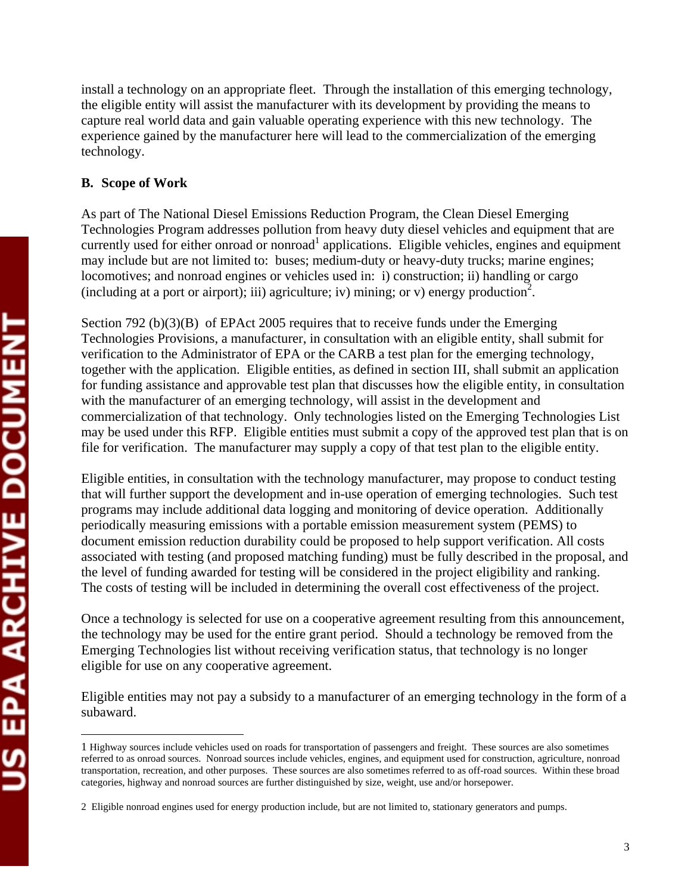install a technology on an appropriate fleet. Through the installation of this emerging technology, the eligible entity will assist the manufacturer with its development by providing the means to capture real world data and gain valuable operating experience with this new technology. The experience gained by the manufacturer here will lead to the commercialization of the emerging technology.

**B. Scope of Work**

As part of The National Diesel Emissions Reduction Program, the Clean Diesel Emerging Technologies Program addresses pollution from heavy duty diesel vehicles and equipment that are currently used for either onroad or nonroad[1] applications. Eligible vehicles, engines and equipment may include but are not limited to: buses; medium-duty or heavy-duty trucks; marine engines; locomotives; and nonroad engines or vehicles used in: i) construction; ii) handling or cargo (including at a port or airport); iii) agriculture; iv) mining; or v) energy production[2].

Section 792 (b)(3)(B) of EPAct 2005 requires that to receive funds under the Emerging Technologies Provisions, a manufacturer, in consultation with an eligible entity, shall submit for verification to the Administrator of EPA or the CARB a test plan for the emerging technology, together with the application. Eligible entities, as defined in section III, shall submit an application for funding assistance and approvable test plan that discusses how the eligible entity, in consultation with the manufacturer of an emerging technology, will assist in the development and commercialization of that technology. Only technologies listed on the Emerging Technologies List may be used under this RFP. Eligible entities must submit a copy of the approved test plan that is on file for verification. The manufacturer may supply a copy of that test plan to the eligible entity.

Eligible entities, in consultation with the technology manufacturer, may propose to conduct testing that will further support the development and in-use operation of emerging technologies. Such test programs may include additional data logging and monitoring of device operation. Additionally periodically measuring emissions with a portable emission measurement system (PEMS) to document emission reduction durability could be proposed to help support verification. All costs associated with testing (and proposed matching funding) must be fully described in the proposal, and the level of funding awarded for testing will be considered in the project eligibility and ranking. The costs of testing will be included in determining the overall cost effectiveness of the project.

Once a technology is selected for use on a cooperative agreement resulting from this announcement, the technology may be used for the entire grant period. Should a technology be removed from the Emerging Technologies list without receiving verification status, that technology is no longer eligible for use on any cooperative agreement.

Eligible entities may not pay a subsidy to a manufacturer of an emerging technology in the form of a subaward.

---

1 Highway sources include vehicles used on roads for transportation of passengers and freight. These sources are also sometimes referred to as onroad sources. Nonroad sources include vehicles, engines, and equipment used for construction, agriculture, nonroad transportation, recreation, and other purposes. These sources are also sometimes referred to as off-road sources. Within these broad categories, highway and nonroad sources are further distinguished by size, weight, use and/or horsepower.

2 Eligible nonroad engines used for energy production include, but are not limited to, stationary generators and pumps.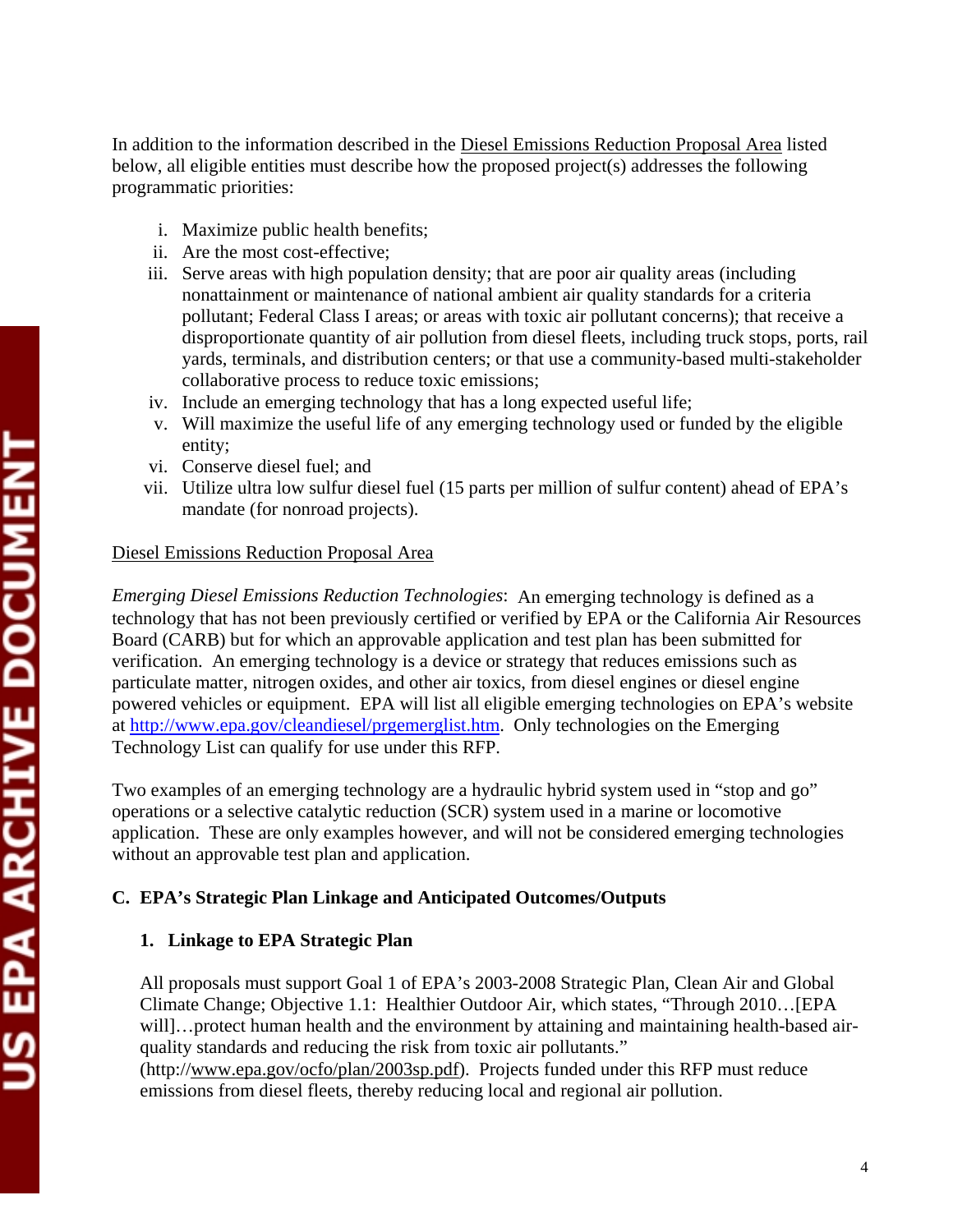In addition to the information described in the Diesel Emissions Reduction Proposal Area listed below, all eligible entities must describe how the proposed project(s) addresses the following programmatic priorities:

i. Maximize public health benefits;
ii. Are the most cost-effective;
iii. Serve areas with high population density; that are poor air quality areas (including nonattainment or maintenance of national ambient air quality standards for a criteria pollutant; Federal Class I areas; or areas with toxic air pollutant concerns); that receive a disproportionate quantity of air pollution from diesel fleets, including truck stops, ports, rail yards, terminals, and distribution centers; or that use a community-based multi-stakeholder collaborative process to reduce toxic emissions;
iv. Include an emerging technology that has a long expected useful life;
v. Will maximize the useful life of any emerging technology used or funded by the eligible entity;
vi. Conserve diesel fuel; and
vii. Utilize ultra low sulfur diesel fuel (15 parts per million of sulfur content) ahead of EPA's mandate (for nonroad projects).

Diesel Emissions Reduction Proposal Area

*Emerging Diesel Emissions Reduction Technologies*: An emerging technology is defined as a technology that has not been previously certified or verified by EPA or the California Air Resources Board (CARB) but for which an approvable application and test plan has been submitted for verification. An emerging technology is a device or strategy that reduces emissions such as particulate matter, nitrogen oxides, and other air toxics, from diesel engines or diesel engine powered vehicles or equipment. EPA will list all eligible emerging technologies on EPA's website at http://www.epa.gov/cleandiesel/prgemerglist.htm. Only technologies on the Emerging Technology List can qualify for use under this RFP.

Two examples of an emerging technology are a hydraulic hybrid system used in "stop and go" operations or a selective catalytic reduction (SCR) system used in a marine or locomotive application. These are only examples however, and will not be considered emerging technologies without an approvable test plan and application.

## C. EPA's Strategic Plan Linkage and Anticipated Outcomes/Outputs

### 1. Linkage to EPA Strategic Plan

All proposals must support Goal 1 of EPA's 2003-2008 Strategic Plan, Clean Air and Global Climate Change; Objective 1.1: Healthier Outdoor Air, which states, "Through 2010…[EPA will]…protect human health and the environment by attaining and maintaining health-based air-quality standards and reducing the risk from toxic air pollutants." (http://www.epa.gov/ocfo/plan/2003sp.pdf). Projects funded under this RFP must reduce emissions from diesel fleets, thereby reducing local and regional air pollution.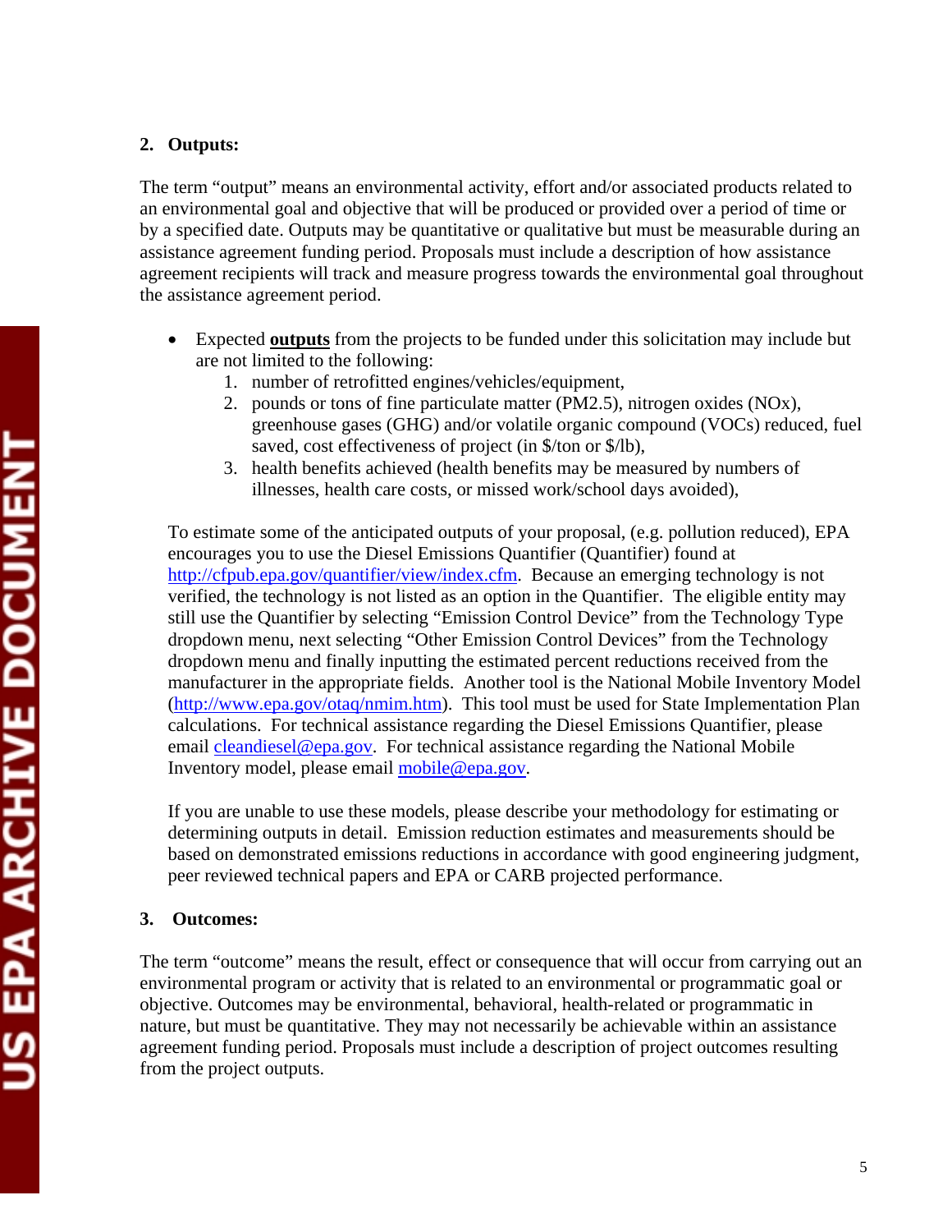## 2. Outputs:

The term "output" means an environmental activity, effort and/or associated products related to an environmental goal and objective that will be produced or provided over a period of time or by a specified date. Outputs may be quantitative or qualitative but must be measurable during an assistance agreement funding period. Proposals must include a description of how assistance agreement recipients will track and measure progress towards the environmental goal throughout the assistance agreement period.

- Expected **outputs** from the projects to be funded under this solicitation may include but are not limited to the following:
    1. number of retrofitted engines/vehicles/equipment,
    2. pounds or tons of fine particulate matter (PM2.5), nitrogen oxides (NOx), greenhouse gases (GHG) and/or volatile organic compound (VOCs) reduced, fuel saved, cost effectiveness of project (in $/ton or $/lb),
    3. health benefits achieved (health benefits may be measured by numbers of illnesses, health care costs, or missed work/school days avoided),

To estimate some of the anticipated outputs of your proposal, (e.g. pollution reduced), EPA encourages you to use the Diesel Emissions Quantifier (Quantifier) found at http://cfpub.epa.gov/quantifier/view/index.cfm. Because an emerging technology is not verified, the technology is not listed as an option in the Quantifier. The eligible entity may still use the Quantifier by selecting "Emission Control Device" from the Technology Type dropdown menu, next selecting "Other Emission Control Devices" from the Technology dropdown menu and finally inputting the estimated percent reductions received from the manufacturer in the appropriate fields. Another tool is the National Mobile Inventory Model (http://www.epa.gov/otaq/nmim.htm). This tool must be used for State Implementation Plan calculations. For technical assistance regarding the Diesel Emissions Quantifier, please email cleandiesel@epa.gov. For technical assistance regarding the National Mobile Inventory model, please email mobile@epa.gov.

If you are unable to use these models, please describe your methodology for estimating or determining outputs in detail. Emission reduction estimates and measurements should be based on demonstrated emissions reductions in accordance with good engineering judgment, peer reviewed technical papers and EPA or CARB projected performance.

## 3. Outcomes:

The term "outcome" means the result, effect or consequence that will occur from carrying out an environmental program or activity that is related to an environmental or programmatic goal or objective. Outcomes may be environmental, behavioral, health-related or programmatic in nature, but must be quantitative. They may not necessarily be achievable within an assistance agreement funding period. Proposals must include a description of project outcomes resulting from the project outputs.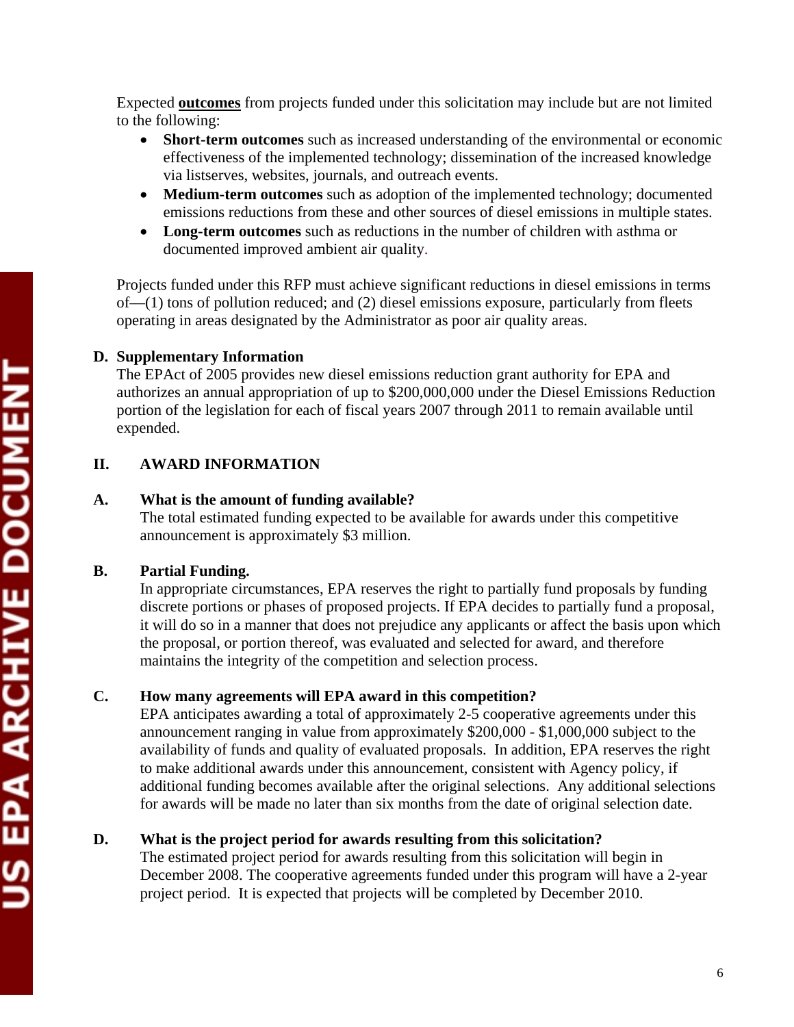Expected **outcomes** from projects funded under this solicitation may include but are not limited to the following:

- **Short-term outcomes** such as increased understanding of the environmental or economic effectiveness of the implemented technology; dissemination of the increased knowledge via listserves, websites, journals, and outreach events.
- **Medium-term outcomes** such as adoption of the implemented technology; documented emissions reductions from these and other sources of diesel emissions in multiple states.
- **Long-term outcomes** such as reductions in the number of children with asthma or documented improved ambient air quality.

Projects funded under this RFP must achieve significant reductions in diesel emissions in terms of—(1) tons of pollution reduced; and (2) diesel emissions exposure, particularly from fleets operating in areas designated by the Administrator as poor air quality areas.

**D. Supplementary Information**

The EPAct of 2005 provides new diesel emissions reduction grant authority for EPA and authorizes an annual appropriation of up to $200,000,000 under the Diesel Emissions Reduction portion of the legislation for each of fiscal years 2007 through 2011 to remain available until expended.

## II. AWARD INFORMATION

### A. What is the amount of funding available?

The total estimated funding expected to be available for awards under this competitive announcement is approximately $3 million.

### B. Partial Funding.

In appropriate circumstances, EPA reserves the right to partially fund proposals by funding discrete portions or phases of proposed projects. If EPA decides to partially fund a proposal, it will do so in a manner that does not prejudice any applicants or affect the basis upon which the proposal, or portion thereof, was evaluated and selected for award, and therefore maintains the integrity of the competition and selection process.

### C. How many agreements will EPA award in this competition?

EPA anticipates awarding a total of approximately 2-5 cooperative agreements under this announcement ranging in value from approximately $200,000 - $1,000,000 subject to the availability of funds and quality of evaluated proposals. In addition, EPA reserves the right to make additional awards under this announcement, consistent with Agency policy, if additional funding becomes available after the original selections. Any additional selections for awards will be made no later than six months from the date of original selection date.

### D. What is the project period for awards resulting from this solicitation?

The estimated project period for awards resulting from this solicitation will begin in December 2008. The cooperative agreements funded under this program will have a 2-year project period. It is expected that projects will be completed by December 2010.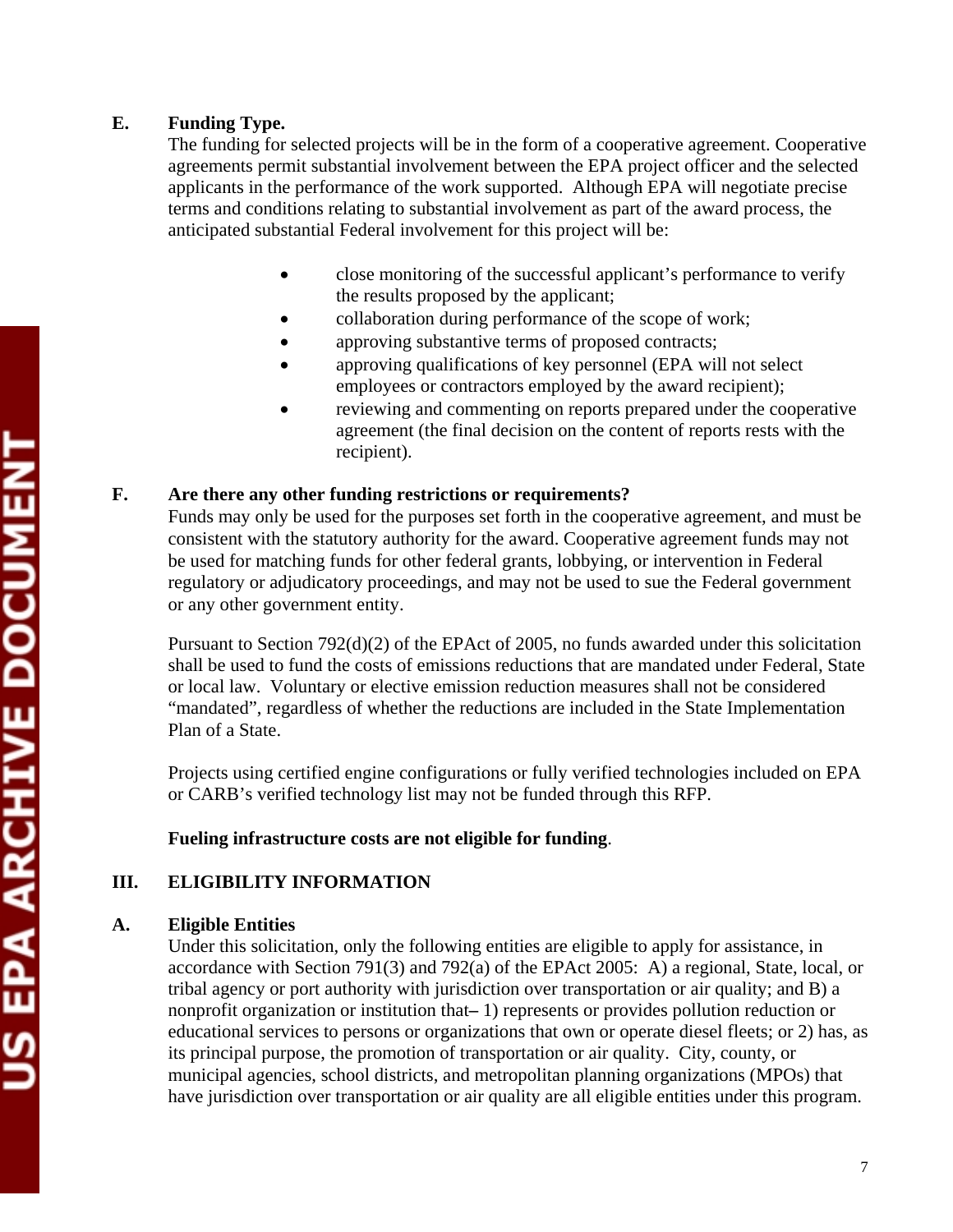**E. Funding Type.**

The funding for selected projects will be in the form of a cooperative agreement. Cooperative agreements permit substantial involvement between the EPA project officer and the selected applicants in the performance of the work supported. Although EPA will negotiate precise terms and conditions relating to substantial involvement as part of the award process, the anticipated substantial Federal involvement for this project will be:

- close monitoring of the successful applicant's performance to verify the results proposed by the applicant;
- collaboration during performance of the scope of work;
- approving substantive terms of proposed contracts;
- approving qualifications of key personnel (EPA will not select employees or contractors employed by the award recipient);
- reviewing and commenting on reports prepared under the cooperative agreement (the final decision on the content of reports rests with the recipient).

**F. Are there any other funding restrictions or requirements?**

Funds may only be used for the purposes set forth in the cooperative agreement, and must be consistent with the statutory authority for the award. Cooperative agreement funds may not be used for matching funds for other federal grants, lobbying, or intervention in Federal regulatory or adjudicatory proceedings, and may not be used to sue the Federal government or any other government entity.

Pursuant to Section 792(d)(2) of the EPAct of 2005, no funds awarded under this solicitation shall be used to fund the costs of emissions reductions that are mandated under Federal, State or local law. Voluntary or elective emission reduction measures shall not be considered "mandated", regardless of whether the reductions are included in the State Implementation Plan of a State.

Projects using certified engine configurations or fully verified technologies included on EPA or CARB's verified technology list may not be funded through this RFP.

**Fueling infrastructure costs are not eligible for funding**.

## III. ELIGIBILITY INFORMATION

**A. Eligible Entities**

Under this solicitation, only the following entities are eligible to apply for assistance, in accordance with Section 791(3) and 792(a) of the EPAct 2005: A) a regional, State, local, or tribal agency or port authority with jurisdiction over transportation or air quality; and B) a nonprofit organization or institution that– 1) represents or provides pollution reduction or educational services to persons or organizations that own or operate diesel fleets; or 2) has, as its principal purpose, the promotion of transportation or air quality. City, county, or municipal agencies, school districts, and metropolitan planning organizations (MPOs) that have jurisdiction over transportation or air quality are all eligible entities under this program.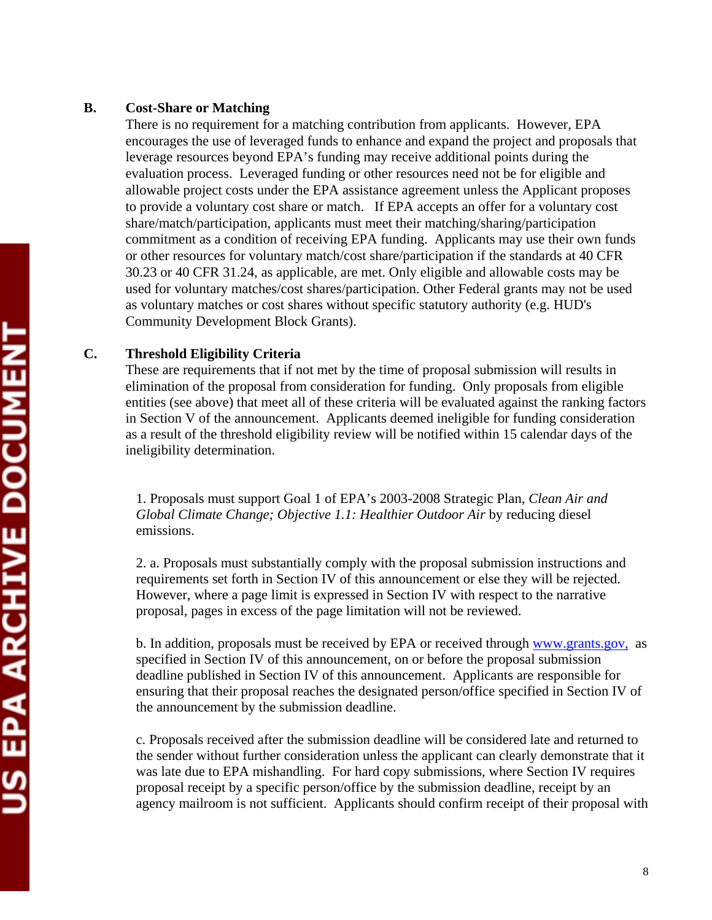### B. Cost-Share or Matching

There is no requirement for a matching contribution from applicants. However, EPA encourages the use of leveraged funds to enhance and expand the project and proposals that leverage resources beyond EPA's funding may receive additional points during the evaluation process. Leveraged funding or other resources need not be for eligible and allowable project costs under the EPA assistance agreement unless the Applicant proposes to provide a voluntary cost share or match. If EPA accepts an offer for a voluntary cost share/match/participation, applicants must meet their matching/sharing/participation commitment as a condition of receiving EPA funding. Applicants may use their own funds or other resources for voluntary match/cost share/participation if the standards at 40 CFR 30.23 or 40 CFR 31.24, as applicable, are met. Only eligible and allowable costs may be used for voluntary matches/cost shares/participation. Other Federal grants may not be used as voluntary matches or cost shares without specific statutory authority (e.g. HUD's Community Development Block Grants).

### C. Threshold Eligibility Criteria

These are requirements that if not met by the time of proposal submission will results in elimination of the proposal from consideration for funding. Only proposals from eligible entities (see above) that meet all of these criteria will be evaluated against the ranking factors in Section V of the announcement. Applicants deemed ineligible for funding consideration as a result of the threshold eligibility review will be notified within 15 calendar days of the ineligibility determination.

1. Proposals must support Goal 1 of EPA's 2003-2008 Strategic Plan, *Clean Air and Global Climate Change; Objective 1.1: Healthier Outdoor Air* by reducing diesel emissions.

2. a. Proposals must substantially comply with the proposal submission instructions and requirements set forth in Section IV of this announcement or else they will be rejected. However, where a page limit is expressed in Section IV with respect to the narrative proposal, pages in excess of the page limitation will not be reviewed.

b. In addition, proposals must be received by EPA or received through www.grants.gov, as specified in Section IV of this announcement, on or before the proposal submission deadline published in Section IV of this announcement. Applicants are responsible for ensuring that their proposal reaches the designated person/office specified in Section IV of the announcement by the submission deadline.

c. Proposals received after the submission deadline will be considered late and returned to the sender without further consideration unless the applicant can clearly demonstrate that it was late due to EPA mishandling. For hard copy submissions, where Section IV requires proposal receipt by a specific person/office by the submission deadline, receipt by an agency mailroom is not sufficient. Applicants should confirm receipt of their proposal with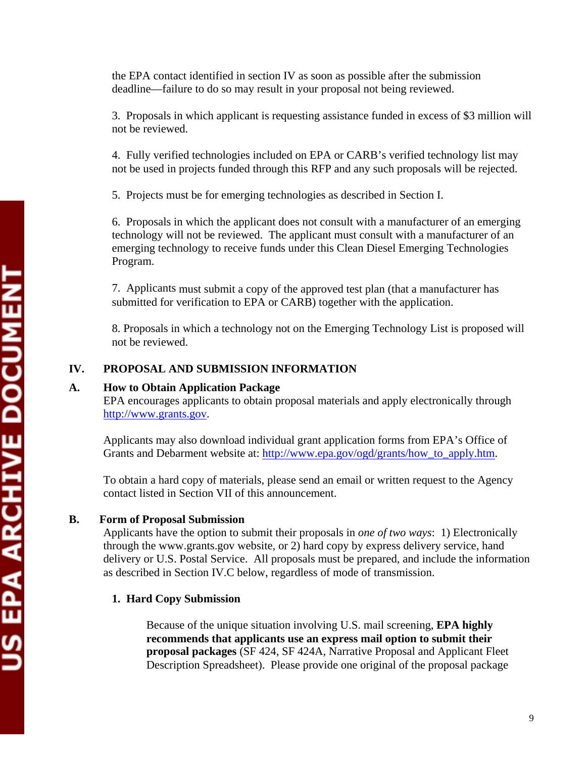the EPA contact identified in section IV as soon as possible after the submission deadline—failure to do so may result in your proposal not being reviewed.

3. Proposals in which applicant is requesting assistance funded in excess of $3 million will not be reviewed.

4. Fully verified technologies included on EPA or CARB's verified technology list may not be used in projects funded through this RFP and any such proposals will be rejected.

5. Projects must be for emerging technologies as described in Section I.

6. Proposals in which the applicant does not consult with a manufacturer of an emerging technology will not be reviewed. The applicant must consult with a manufacturer of an emerging technology to receive funds under this Clean Diesel Emerging Technologies Program.

7. Applicants must submit a copy of the approved test plan (that a manufacturer has submitted for verification to EPA or CARB) together with the application.

8. Proposals in which a technology not on the Emerging Technology List is proposed will not be reviewed.

## IV. PROPOSAL AND SUBMISSION INFORMATION

### A. How to Obtain Application Package

EPA encourages applicants to obtain proposal materials and apply electronically through http://www.grants.gov.

Applicants may also download individual grant application forms from EPA's Office of Grants and Debarment website at: http://www.epa.gov/ogd/grants/how_to_apply.htm.

To obtain a hard copy of materials, please send an email or written request to the Agency contact listed in Section VII of this announcement.

### B. Form of Proposal Submission

Applicants have the option to submit their proposals in *one of two ways*: 1) Electronically through the www.grants.gov website, or 2) hard copy by express delivery service, hand delivery or U.S. Postal Service. All proposals must be prepared, and include the information as described in Section IV.C below, regardless of mode of transmission.

#### 1. Hard Copy Submission

Because of the unique situation involving U.S. mail screening, **EPA highly recommends that applicants use an express mail option to submit their proposal packages** (SF 424, SF 424A, Narrative Proposal and Applicant Fleet Description Spreadsheet). Please provide one original of the proposal package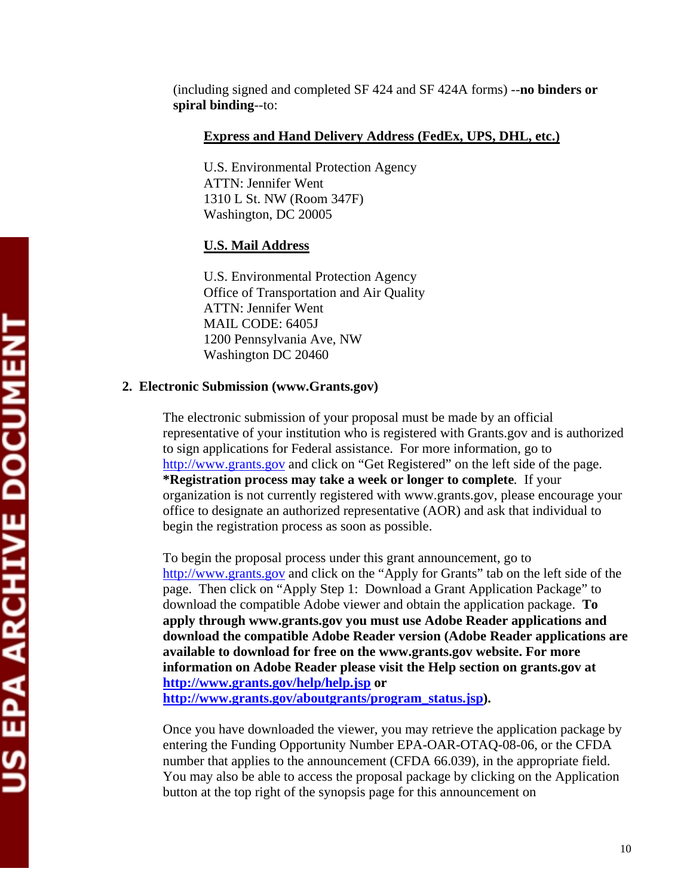(including signed and completed SF 424 and SF 424A forms) --**no binders or spiral binding**--to:

**Express and Hand Delivery Address (FedEx, UPS, DHL, etc.)**

U.S. Environmental Protection Agency
ATTN: Jennifer Went
1310 L St. NW (Room 347F)
Washington, DC 20005

**U.S. Mail Address**

U.S. Environmental Protection Agency
Office of Transportation and Air Quality
ATTN: Jennifer Went
MAIL CODE: 6405J
1200 Pennsylvania Ave, NW
Washington DC 20460

**2. Electronic Submission (www.Grants.gov)**

The electronic submission of your proposal must be made by an official representative of your institution who is registered with Grants.gov and is authorized to sign applications for Federal assistance. For more information, go to http://www.grants.gov and click on "Get Registered" on the left side of the page. ***Registration process may take a week or longer to complete***. If your organization is not currently registered with www.grants.gov, please encourage your office to designate an authorized representative (AOR) and ask that individual to begin the registration process as soon as possible.

To begin the proposal process under this grant announcement, go to http://www.grants.gov and click on the "Apply for Grants" tab on the left side of the page. Then click on "Apply Step 1: Download a Grant Application Package" to download the compatible Adobe viewer and obtain the application package. **To apply through www.grants.gov you must use Adobe Reader applications and download the compatible Adobe Reader version (Adobe Reader applications are available to download for free on the www.grants.gov website. For more information on Adobe Reader please visit the Help section on grants.gov at http://www.grants.gov/help/help.jsp or http://www.grants.gov/aboutgrants/program_status.jsp).**

Once you have downloaded the viewer, you may retrieve the application package by entering the Funding Opportunity Number EPA-OAR-OTAQ-08-06, or the CFDA number that applies to the announcement (CFDA 66.039), in the appropriate field. You may also be able to access the proposal package by clicking on the Application button at the top right of the synopsis page for this announcement on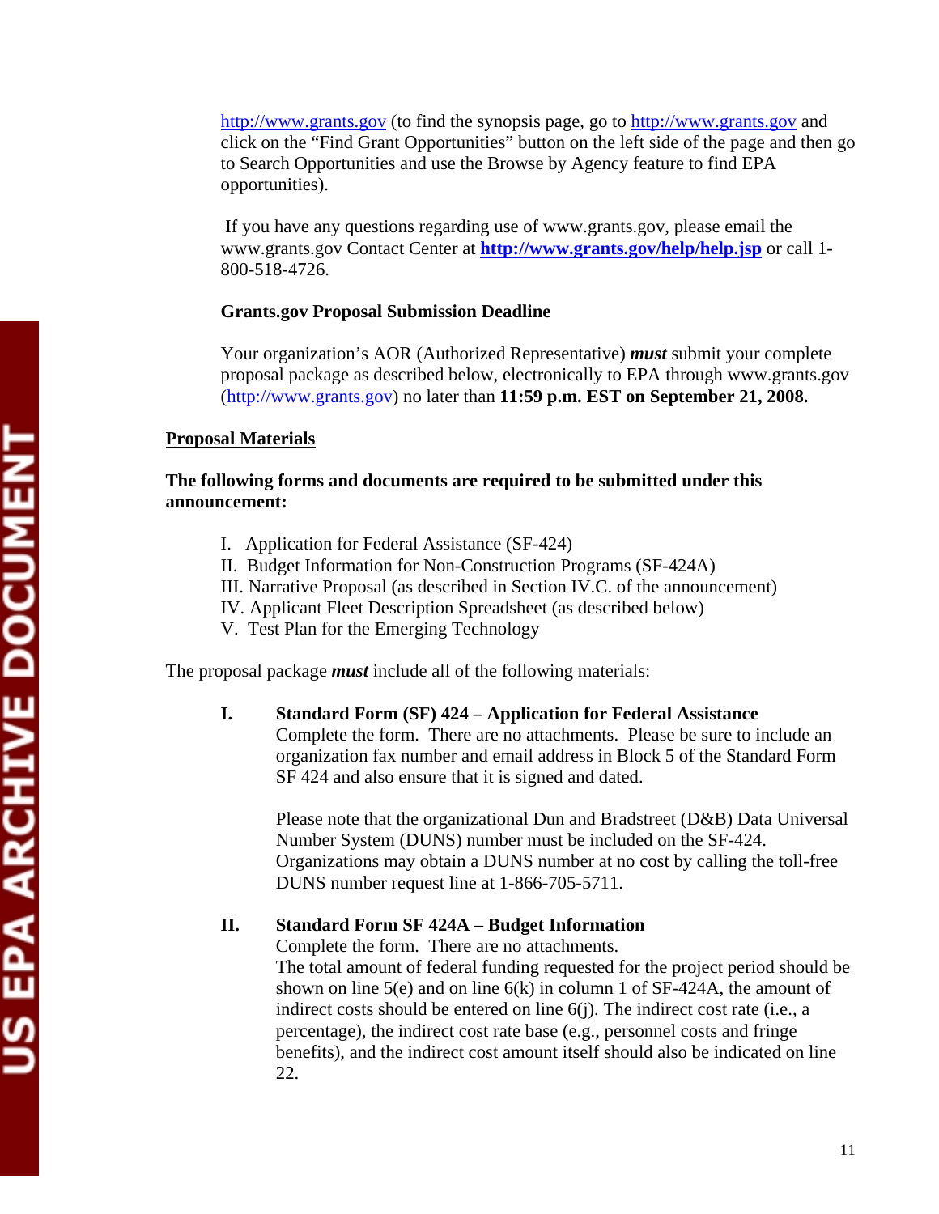http://www.grants.gov (to find the synopsis page, go to http://www.grants.gov and click on the "Find Grant Opportunities" button on the left side of the page and then go to Search Opportunities and use the Browse by Agency feature to find EPA opportunities).

If you have any questions regarding use of www.grants.gov, please email the www.grants.gov Contact Center at **http://www.grants.gov/help/help.jsp** or call 1-800-518-4726.

**Grants.gov Proposal Submission Deadline**

Your organization's AOR (Authorized Representative) ***must*** submit your complete proposal package as described below, electronically to EPA through www.grants.gov (http://www.grants.gov) no later than **11:59 p.m. EST on September 21, 2008.**

**Proposal Materials**

**The following forms and documents are required to be submitted under this announcement:**

I. Application for Federal Assistance (SF-424)
II. Budget Information for Non-Construction Programs (SF-424A)
III. Narrative Proposal (as described in Section IV.C. of the announcement)
IV. Applicant Fleet Description Spreadsheet (as described below)
V. Test Plan for the Emerging Technology

The proposal package ***must*** include all of the following materials:

**I. Standard Form (SF) 424 – Application for Federal Assistance**

Complete the form. There are no attachments. Please be sure to include an organization fax number and email address in Block 5 of the Standard Form SF 424 and also ensure that it is signed and dated.

Please note that the organizational Dun and Bradstreet (D&B) Data Universal Number System (DUNS) number must be included on the SF-424. Organizations may obtain a DUNS number at no cost by calling the toll-free DUNS number request line at 1-866-705-5711.

**II. Standard Form SF 424A – Budget Information**

Complete the form. There are no attachments.
The total amount of federal funding requested for the project period should be shown on line 5(e) and on line 6(k) in column 1 of SF-424A, the amount of indirect costs should be entered on line 6(j). The indirect cost rate (i.e., a percentage), the indirect cost rate base (e.g., personnel costs and fringe benefits), and the indirect cost amount itself should also be indicated on line 22.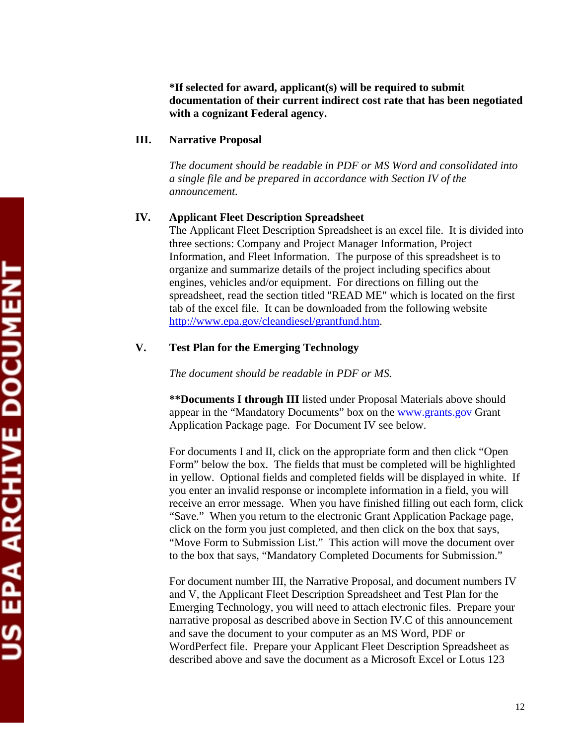**\*If selected for award, applicant(s) will be required to submit documentation of their current indirect cost rate that has been negotiated with a cognizant Federal agency.**

**III. Narrative Proposal**

*The document should be readable in PDF or MS Word and consolidated into a single file and be prepared in accordance with Section IV of the announcement.*

**IV. Applicant Fleet Description Spreadsheet**

The Applicant Fleet Description Spreadsheet is an excel file. It is divided into three sections: Company and Project Manager Information, Project Information, and Fleet Information. The purpose of this spreadsheet is to organize and summarize details of the project including specifics about engines, vehicles and/or equipment. For directions on filling out the spreadsheet, read the section titled "READ ME" which is located on the first tab of the excel file. It can be downloaded from the following website http://www.epa.gov/cleandiesel/grantfund.htm.

**V. Test Plan for the Emerging Technology**

*The document should be readable in PDF or MS.*

**\*\*Documents I through III** listed under Proposal Materials above should appear in the "Mandatory Documents" box on the www.grants.gov Grant Application Package page. For Document IV see below.

For documents I and II, click on the appropriate form and then click "Open Form" below the box. The fields that must be completed will be highlighted in yellow. Optional fields and completed fields will be displayed in white. If you enter an invalid response or incomplete information in a field, you will receive an error message. When you have finished filling out each form, click "Save." When you return to the electronic Grant Application Package page, click on the form you just completed, and then click on the box that says, "Move Form to Submission List." This action will move the document over to the box that says, "Mandatory Completed Documents for Submission."

For document number III, the Narrative Proposal, and document numbers IV and V, the Applicant Fleet Description Spreadsheet and Test Plan for the Emerging Technology, you will need to attach electronic files. Prepare your narrative proposal as described above in Section IV.C of this announcement and save the document to your computer as an MS Word, PDF or WordPerfect file. Prepare your Applicant Fleet Description Spreadsheet as described above and save the document as a Microsoft Excel or Lotus 123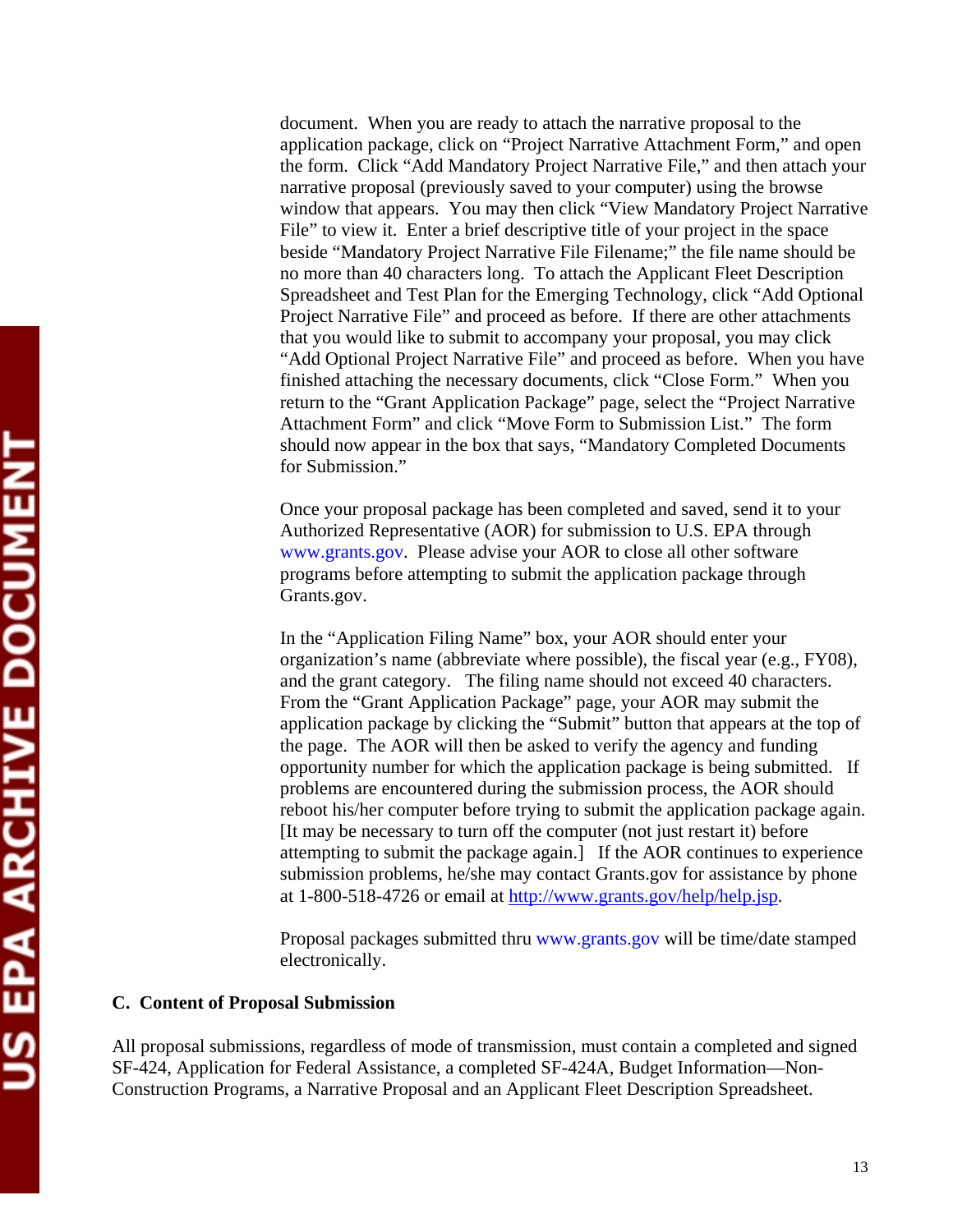document. When you are ready to attach the narrative proposal to the application package, click on "Project Narrative Attachment Form," and open the form. Click "Add Mandatory Project Narrative File," and then attach your narrative proposal (previously saved to your computer) using the browse window that appears. You may then click "View Mandatory Project Narrative File" to view it. Enter a brief descriptive title of your project in the space beside "Mandatory Project Narrative File Filename;" the file name should be no more than 40 characters long. To attach the Applicant Fleet Description Spreadsheet and Test Plan for the Emerging Technology, click "Add Optional Project Narrative File" and proceed as before. If there are other attachments that you would like to submit to accompany your proposal, you may click "Add Optional Project Narrative File" and proceed as before. When you have finished attaching the necessary documents, click "Close Form." When you return to the "Grant Application Package" page, select the "Project Narrative Attachment Form" and click "Move Form to Submission List." The form should now appear in the box that says, "Mandatory Completed Documents for Submission."

Once your proposal package has been completed and saved, send it to your Authorized Representative (AOR) for submission to U.S. EPA through www.grants.gov. Please advise your AOR to close all other software programs before attempting to submit the application package through Grants.gov.

In the "Application Filing Name" box, your AOR should enter your organization's name (abbreviate where possible), the fiscal year (e.g., FY08), and the grant category. The filing name should not exceed 40 characters. From the "Grant Application Package" page, your AOR may submit the application package by clicking the "Submit" button that appears at the top of the page. The AOR will then be asked to verify the agency and funding opportunity number for which the application package is being submitted. If problems are encountered during the submission process, the AOR should reboot his/her computer before trying to submit the application package again. [It may be necessary to turn off the computer (not just restart it) before attempting to submit the package again.] If the AOR continues to experience submission problems, he/she may contact Grants.gov for assistance by phone at 1-800-518-4726 or email at http://www.grants.gov/help/help.jsp.

Proposal packages submitted thru www.grants.gov will be time/date stamped electronically.

**C. Content of Proposal Submission**

All proposal submissions, regardless of mode of transmission, must contain a completed and signed SF-424, Application for Federal Assistance, a completed SF-424A, Budget Information—Non-Construction Programs, a Narrative Proposal and an Applicant Fleet Description Spreadsheet.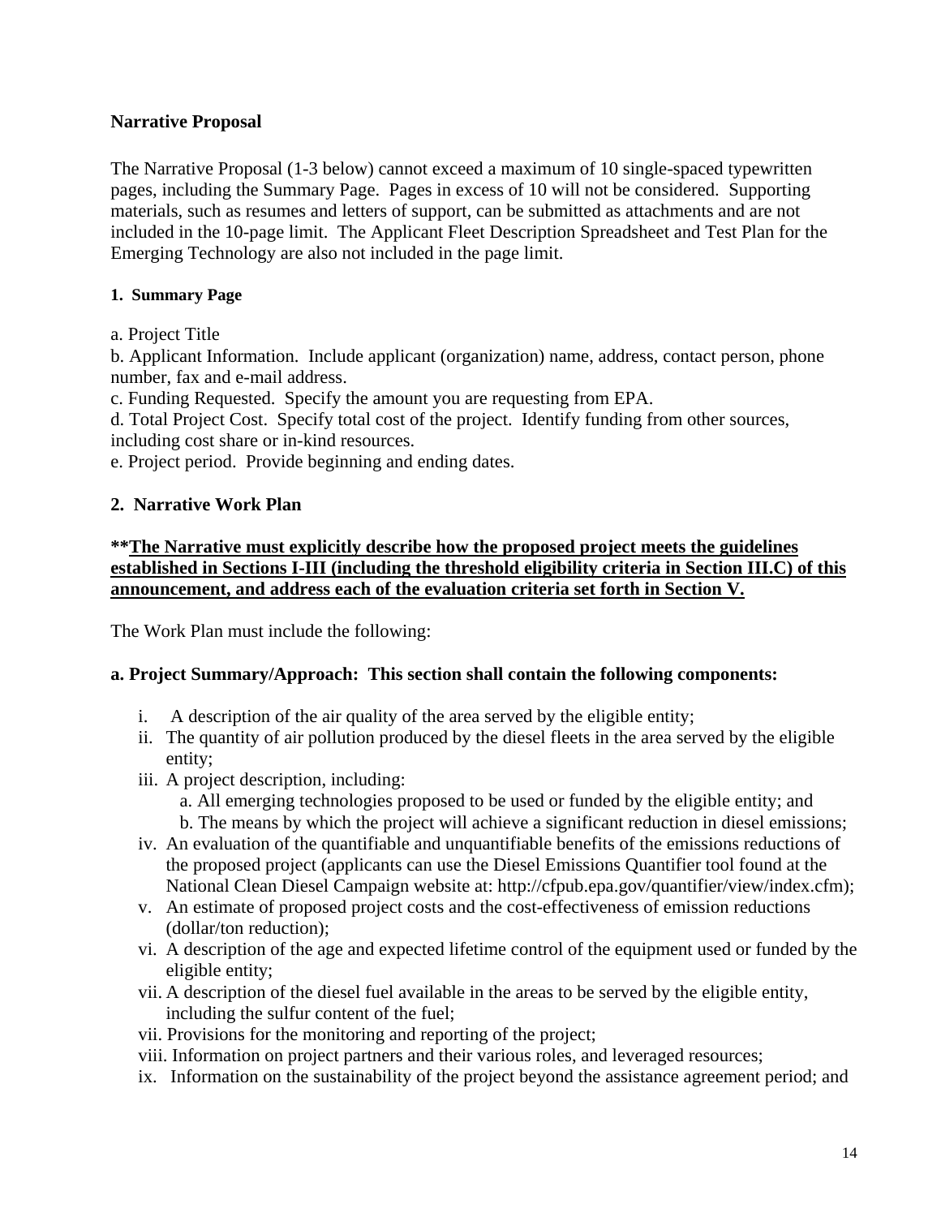## Narrative Proposal

The Narrative Proposal (1-3 below) cannot exceed a maximum of 10 single-spaced typewritten pages, including the Summary Page. Pages in excess of 10 will not be considered. Supporting materials, such as resumes and letters of support, can be submitted as attachments and are not included in the 10-page limit. The Applicant Fleet Description Spreadsheet and Test Plan for the Emerging Technology are also not included in the page limit.

### 1. Summary Page

a. Project Title
b. Applicant Information. Include applicant (organization) name, address, contact person, phone number, fax and e-mail address.
c. Funding Requested. Specify the amount you are requesting from EPA.
d. Total Project Cost. Specify total cost of the project. Identify funding from other sources, including cost share or in-kind resources.
e. Project period. Provide beginning and ending dates.

### 2. Narrative Work Plan

**\*\*<u>The Narrative must explicitly describe how the proposed project meets the guidelines established in Sections I-III (including the threshold eligibility criteria in Section III.C) of this announcement, and address each of the evaluation criteria set forth in Section V.</u>**

The Work Plan must include the following:

**a. Project Summary/Approach: This section shall contain the following components:**

i. A description of the air quality of the area served by the eligible entity;
ii. The quantity of air pollution produced by the diesel fleets in the area served by the eligible entity;
iii. A project description, including:
  a. All emerging technologies proposed to be used or funded by the eligible entity; and
  b. The means by which the project will achieve a significant reduction in diesel emissions;
iv. An evaluation of the quantifiable and unquantifiable benefits of the emissions reductions of the proposed project (applicants can use the Diesel Emissions Quantifier tool found at the National Clean Diesel Campaign website at: http://cfpub.epa.gov/quantifier/view/index.cfm);
v. An estimate of proposed project costs and the cost-effectiveness of emission reductions (dollar/ton reduction);
vi. A description of the age and expected lifetime control of the equipment used or funded by the eligible entity;
vii. A description of the diesel fuel available in the areas to be served by the eligible entity, including the sulfur content of the fuel;
vii. Provisions for the monitoring and reporting of the project;
viii. Information on project partners and their various roles, and leveraged resources;
ix. Information on the sustainability of the project beyond the assistance agreement period; and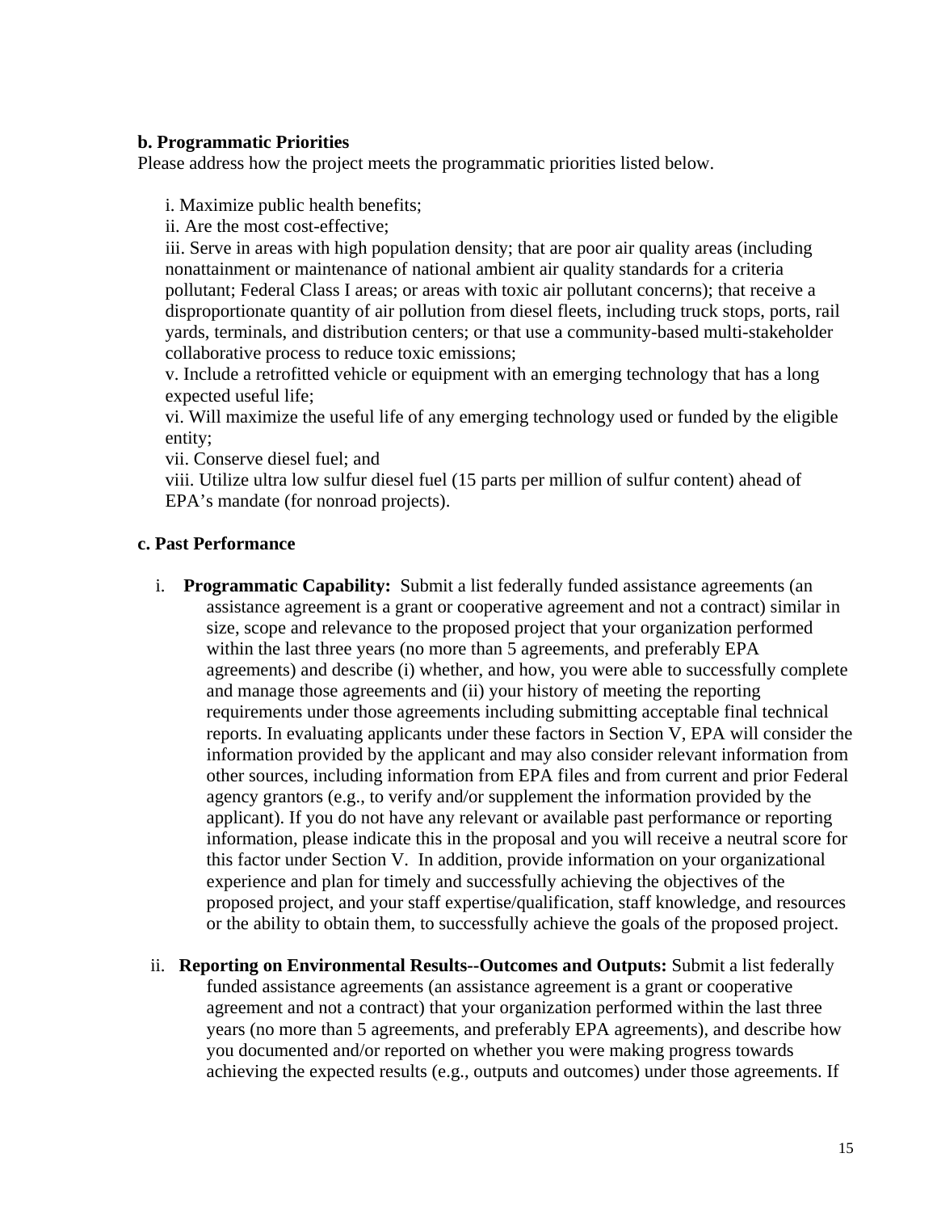**b. Programmatic Priorities**

Please address how the project meets the programmatic priorities listed below.

i. Maximize public health benefits;
ii. Are the most cost-effective;
iii. Serve in areas with high population density; that are poor air quality areas (including nonattainment or maintenance of national ambient air quality standards for a criteria pollutant; Federal Class I areas; or areas with toxic air pollutant concerns); that receive a disproportionate quantity of air pollution from diesel fleets, including truck stops, ports, rail yards, terminals, and distribution centers; or that use a community-based multi-stakeholder collaborative process to reduce toxic emissions;
v. Include a retrofitted vehicle or equipment with an emerging technology that has a long expected useful life;
vi. Will maximize the useful life of any emerging technology used or funded by the eligible entity;
vii. Conserve diesel fuel; and
viii. Utilize ultra low sulfur diesel fuel (15 parts per million of sulfur content) ahead of EPA's mandate (for nonroad projects).

**c. Past Performance**

i. **Programmatic Capability:** Submit a list federally funded assistance agreements (an assistance agreement is a grant or cooperative agreement and not a contract) similar in size, scope and relevance to the proposed project that your organization performed within the last three years (no more than 5 agreements, and preferably EPA agreements) and describe (i) whether, and how, you were able to successfully complete and manage those agreements and (ii) your history of meeting the reporting requirements under those agreements including submitting acceptable final technical reports. In evaluating applicants under these factors in Section V, EPA will consider the information provided by the applicant and may also consider relevant information from other sources, including information from EPA files and from current and prior Federal agency grantors (e.g., to verify and/or supplement the information provided by the applicant). If you do not have any relevant or available past performance or reporting information, please indicate this in the proposal and you will receive a neutral score for this factor under Section V. In addition, provide information on your organizational experience and plan for timely and successfully achieving the objectives of the proposed project, and your staff expertise/qualification, staff knowledge, and resources or the ability to obtain them, to successfully achieve the goals of the proposed project.

ii. **Reporting on Environmental Results--Outcomes and Outputs:** Submit a list federally funded assistance agreements (an assistance agreement is a grant or cooperative agreement and not a contract) that your organization performed within the last three years (no more than 5 agreements, and preferably EPA agreements), and describe how you documented and/or reported on whether you were making progress towards achieving the expected results (e.g., outputs and outcomes) under those agreements. If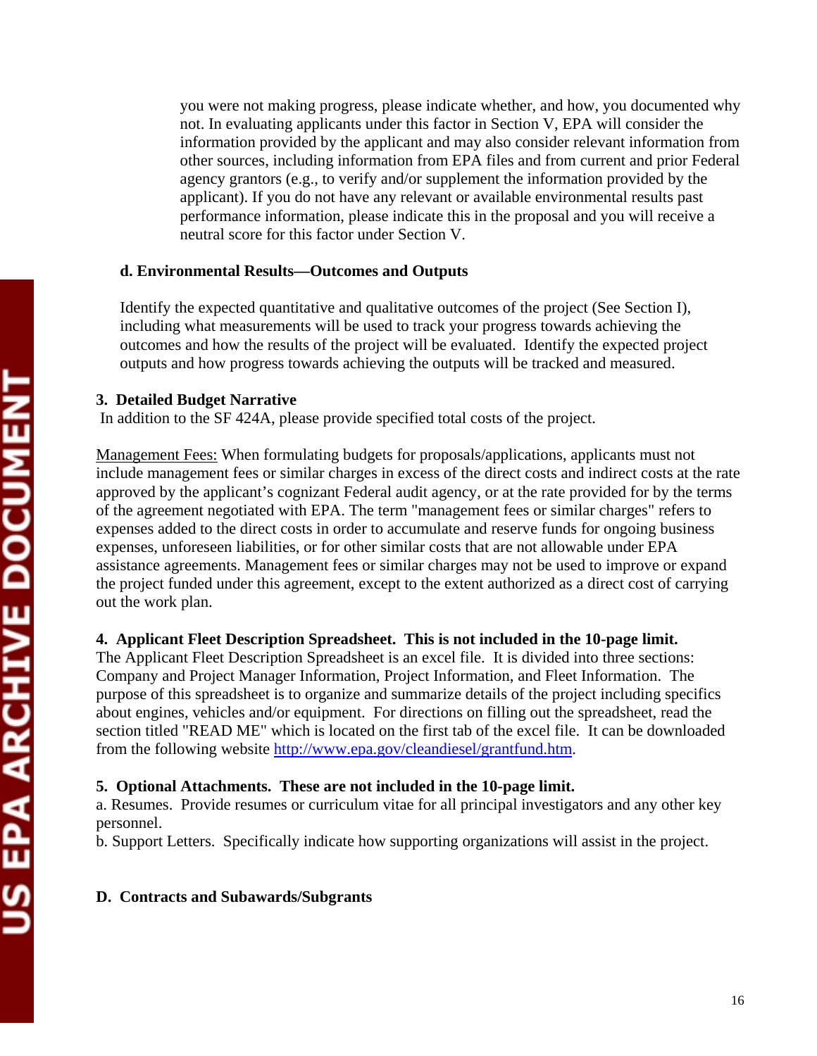you were not making progress, please indicate whether, and how, you documented why not. In evaluating applicants under this factor in Section V, EPA will consider the information provided by the applicant and may also consider relevant information from other sources, including information from EPA files and from current and prior Federal agency grantors (e.g., to verify and/or supplement the information provided by the applicant). If you do not have any relevant or available environmental results past performance information, please indicate this in the proposal and you will receive a neutral score for this factor under Section V.

**d. Environmental Results—Outcomes and Outputs**

Identify the expected quantitative and qualitative outcomes of the project (See Section I), including what measurements will be used to track your progress towards achieving the outcomes and how the results of the project will be evaluated. Identify the expected project outputs and how progress towards achieving the outputs will be tracked and measured.

**3. Detailed Budget Narrative**

In addition to the SF 424A, please provide specified total costs of the project.

Management Fees: When formulating budgets for proposals/applications, applicants must not include management fees or similar charges in excess of the direct costs and indirect costs at the rate approved by the applicant's cognizant Federal audit agency, or at the rate provided for by the terms of the agreement negotiated with EPA. The term "management fees or similar charges" refers to expenses added to the direct costs in order to accumulate and reserve funds for ongoing business expenses, unforeseen liabilities, or for other similar costs that are not allowable under EPA assistance agreements. Management fees or similar charges may not be used to improve or expand the project funded under this agreement, except to the extent authorized as a direct cost of carrying out the work plan.

**4. Applicant Fleet Description Spreadsheet. This is not included in the 10-page limit.**

The Applicant Fleet Description Spreadsheet is an excel file. It is divided into three sections: Company and Project Manager Information, Project Information, and Fleet Information. The purpose of this spreadsheet is to organize and summarize details of the project including specifics about engines, vehicles and/or equipment. For directions on filling out the spreadsheet, read the section titled "READ ME" which is located on the first tab of the excel file. It can be downloaded from the following website http://www.epa.gov/cleandiesel/grantfund.htm.

**5. Optional Attachments. These are not included in the 10-page limit.**

a. Resumes. Provide resumes or curriculum vitae for all principal investigators and any other key personnel.

b. Support Letters. Specifically indicate how supporting organizations will assist in the project.

**D. Contracts and Subawards/Subgrants**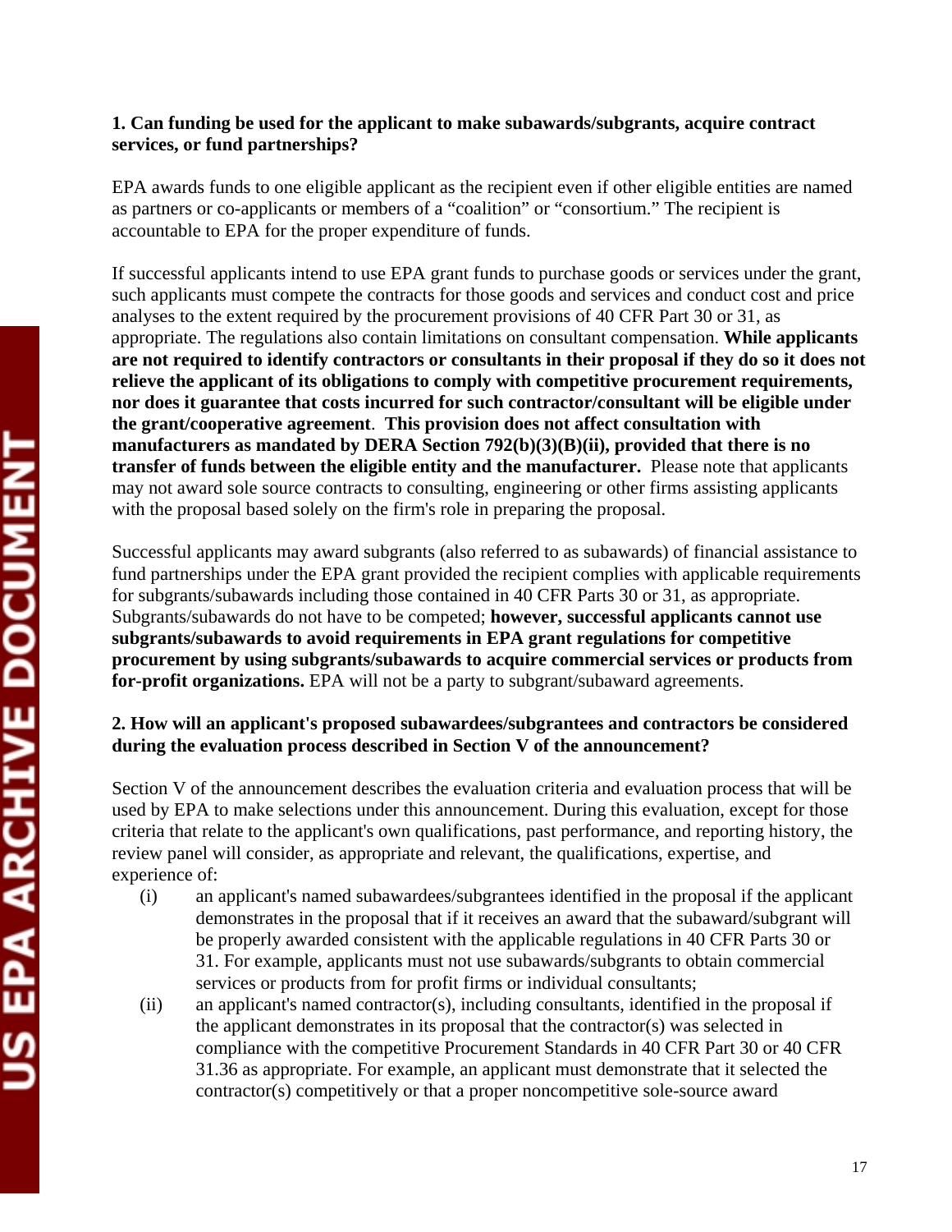**1. Can funding be used for the applicant to make subawards/subgrants, acquire contract services, or fund partnerships?**

EPA awards funds to one eligible applicant as the recipient even if other eligible entities are named as partners or co-applicants or members of a "coalition" or "consortium." The recipient is accountable to EPA for the proper expenditure of funds.

If successful applicants intend to use EPA grant funds to purchase goods or services under the grant, such applicants must compete the contracts for those goods and services and conduct cost and price analyses to the extent required by the procurement provisions of 40 CFR Part 30 or 31, as appropriate. The regulations also contain limitations on consultant compensation. **While applicants are not required to identify contractors or consultants in their proposal if they do so it does not relieve the applicant of its obligations to comply with competitive procurement requirements, nor does it guarantee that costs incurred for such contractor/consultant will be eligible under the grant/cooperative agreement**. **This provision does not affect consultation with manufacturers as mandated by DERA Section 792(b)(3)(B)(ii), provided that there is no transfer of funds between the eligible entity and the manufacturer.** Please note that applicants may not award sole source contracts to consulting, engineering or other firms assisting applicants with the proposal based solely on the firm's role in preparing the proposal.

Successful applicants may award subgrants (also referred to as subawards) of financial assistance to fund partnerships under the EPA grant provided the recipient complies with applicable requirements for subgrants/subawards including those contained in 40 CFR Parts 30 or 31, as appropriate. Subgrants/subawards do not have to be competed; **however, successful applicants cannot use subgrants/subawards to avoid requirements in EPA grant regulations for competitive procurement by using subgrants/subawards to acquire commercial services or products from for-profit organizations.** EPA will not be a party to subgrant/subaward agreements.

**2. How will an applicant's proposed subawardees/subgrantees and contractors be considered during the evaluation process described in Section V of the announcement?**

Section V of the announcement describes the evaluation criteria and evaluation process that will be used by EPA to make selections under this announcement. During this evaluation, except for those criteria that relate to the applicant's own qualifications, past performance, and reporting history, the review panel will consider, as appropriate and relevant, the qualifications, expertise, and experience of:

(i) an applicant's named subawardees/subgrantees identified in the proposal if the applicant demonstrates in the proposal that if it receives an award that the subaward/subgrant will be properly awarded consistent with the applicable regulations in 40 CFR Parts 30 or 31. For example, applicants must not use subawards/subgrants to obtain commercial services or products from for profit firms or individual consultants;

(ii) an applicant's named contractor(s), including consultants, identified in the proposal if the applicant demonstrates in its proposal that the contractor(s) was selected in compliance with the competitive Procurement Standards in 40 CFR Part 30 or 40 CFR 31.36 as appropriate. For example, an applicant must demonstrate that it selected the contractor(s) competitively or that a proper noncompetitive sole-source award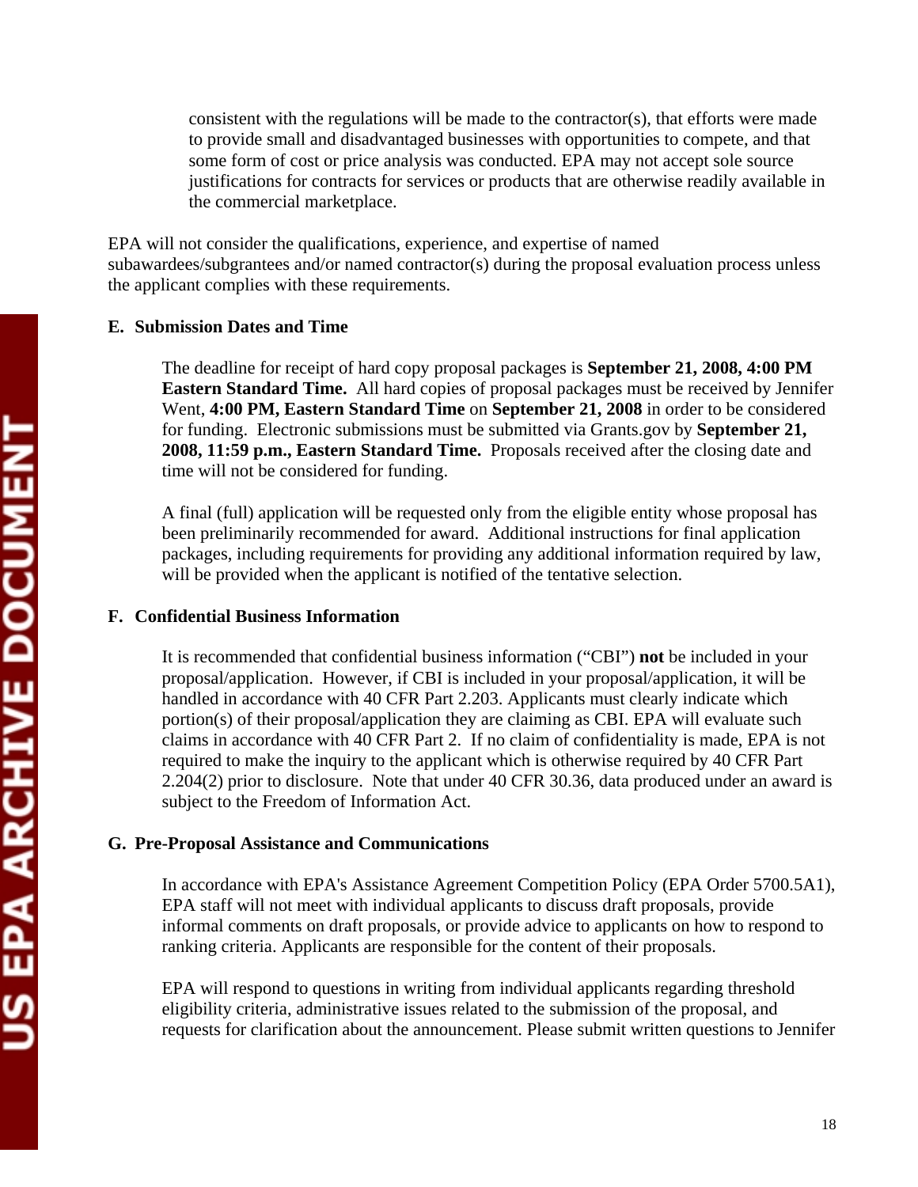consistent with the regulations will be made to the contractor(s), that efforts were made to provide small and disadvantaged businesses with opportunities to compete, and that some form of cost or price analysis was conducted. EPA may not accept sole source justifications for contracts for services or products that are otherwise readily available in the commercial marketplace.

EPA will not consider the qualifications, experience, and expertise of named subawardees/subgrantees and/or named contractor(s) during the proposal evaluation process unless the applicant complies with these requirements.

**E. Submission Dates and Time**

The deadline for receipt of hard copy proposal packages is **September 21, 2008, 4:00 PM Eastern Standard Time.** All hard copies of proposal packages must be received by Jennifer Went, **4:00 PM, Eastern Standard Time** on **September 21, 2008** in order to be considered for funding. Electronic submissions must be submitted via Grants.gov by **September 21, 2008, 11:59 p.m., Eastern Standard Time.** Proposals received after the closing date and time will not be considered for funding.

A final (full) application will be requested only from the eligible entity whose proposal has been preliminarily recommended for award. Additional instructions for final application packages, including requirements for providing any additional information required by law, will be provided when the applicant is notified of the tentative selection.

**F. Confidential Business Information**

It is recommended that confidential business information ("CBI") **not** be included in your proposal/application. However, if CBI is included in your proposal/application, it will be handled in accordance with 40 CFR Part 2.203. Applicants must clearly indicate which portion(s) of their proposal/application they are claiming as CBI. EPA will evaluate such claims in accordance with 40 CFR Part 2. If no claim of confidentiality is made, EPA is not required to make the inquiry to the applicant which is otherwise required by 40 CFR Part 2.204(2) prior to disclosure. Note that under 40 CFR 30.36, data produced under an award is subject to the Freedom of Information Act.

**G. Pre-Proposal Assistance and Communications**

In accordance with EPA's Assistance Agreement Competition Policy (EPA Order 5700.5A1), EPA staff will not meet with individual applicants to discuss draft proposals, provide informal comments on draft proposals, or provide advice to applicants on how to respond to ranking criteria. Applicants are responsible for the content of their proposals.

EPA will respond to questions in writing from individual applicants regarding threshold eligibility criteria, administrative issues related to the submission of the proposal, and requests for clarification about the announcement. Please submit written questions to Jennifer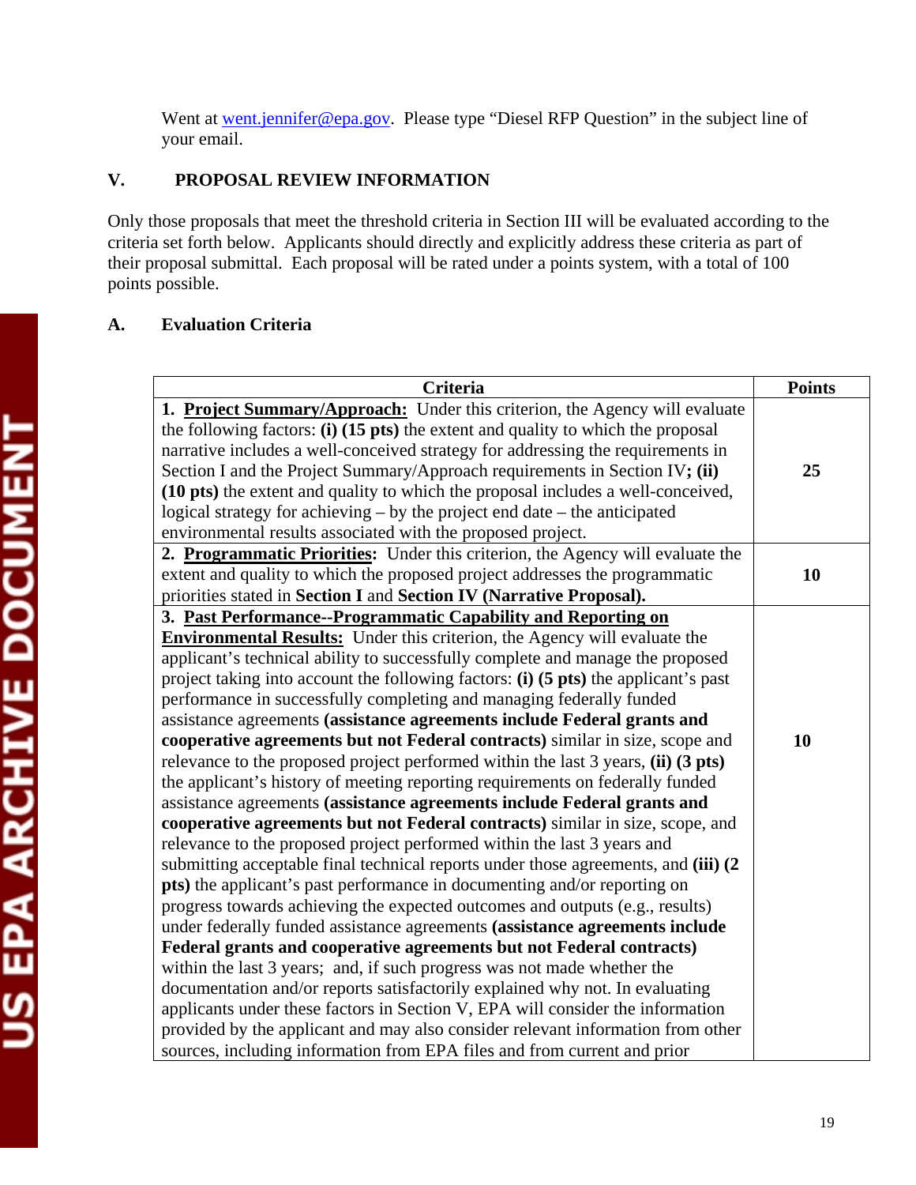Went at went.jennifer@epa.gov. Please type "Diesel RFP Question" in the subject line of your email.

## V. PROPOSAL REVIEW INFORMATION

Only those proposals that meet the threshold criteria in Section III will be evaluated according to the criteria set forth below. Applicants should directly and explicitly address these criteria as part of their proposal submittal. Each proposal will be rated under a points system, with a total of 100 points possible.

### A. Evaluation Criteria

| Criteria | Points |
|---|---|
| 1. <u>**Project Summary/Approach:**</u> Under this criterion, the Agency will evaluate the following factors: **(i) (15 pts)** the extent and quality to which the proposal narrative includes a well-conceived strategy for addressing the requirements in Section I and the Project Summary/Approach requirements in Section IV**; (ii) (10 pts)** the extent and quality to which the proposal includes a well-conceived, logical strategy for achieving – by the project end date – the anticipated environmental results associated with the proposed project. | 25 |
| 2. <u>**Programmatic Priorities**</u>**:** Under this criterion, the Agency will evaluate the extent and quality to which the proposed project addresses the programmatic priorities stated in **Section I** and **Section IV (Narrative Proposal).** | 10 |
| 3. <u>**Past Performance--Programmatic Capability and Reporting on Environmental Results:**</u> Under this criterion, the Agency will evaluate the applicant's technical ability to successfully complete and manage the proposed project taking into account the following factors: **(i) (5 pts)** the applicant's past performance in successfully completing and managing federally funded assistance agreements **(assistance agreements include Federal grants and cooperative agreements but not Federal contracts)** similar in size, scope and relevance to the proposed project performed within the last 3 years, **(ii) (3 pts)** the applicant's history of meeting reporting requirements on federally funded assistance agreements **(assistance agreements include Federal grants and cooperative agreements but not Federal contracts)** similar in size, scope, and relevance to the proposed project performed within the last 3 years and submitting acceptable final technical reports under those agreements, and **(iii) (2 pts)** the applicant's past performance in documenting and/or reporting on progress towards achieving the expected outcomes and outputs (e.g., results) under federally funded assistance agreements **(assistance agreements include Federal grants and cooperative agreements but not Federal contracts)** within the last 3 years; and, if such progress was not made whether the documentation and/or reports satisfactorily explained why not. In evaluating applicants under these factors in Section V, EPA will consider the information provided by the applicant and may also consider relevant information from other sources, including information from EPA files and from current and prior | 10 |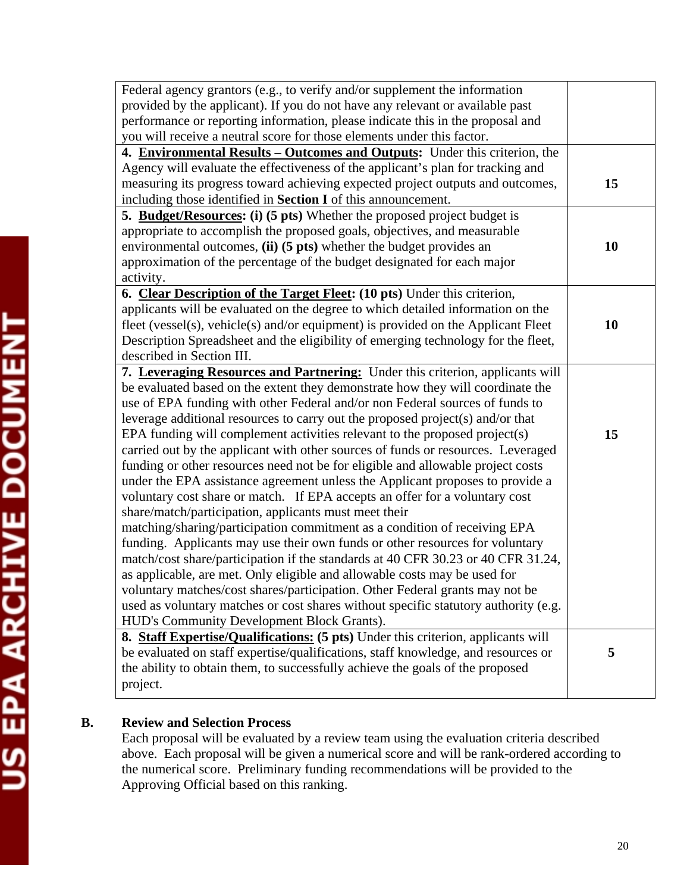| | |
|---|---|
| Federal agency grantors (e.g., to verify and/or supplement the information provided by the applicant). If you do not have any relevant or available past performance or reporting information, please indicate this in the proposal and you will receive a neutral score for those elements under this factor. | |
| **4. <u>Environmental Results – Outcomes and Outputs</u>:** Under this criterion, the Agency will evaluate the effectiveness of the applicant's plan for tracking and measuring its progress toward achieving expected project outputs and outcomes, including those identified in **Section I** of this announcement. | **15** |
| **5. <u>Budget/Resources</u>: (i) (5 pts)** Whether the proposed project budget is appropriate to accomplish the proposed goals, objectives, and measurable environmental outcomes, **(ii) (5 pts)** whether the budget provides an approximation of the percentage of the budget designated for each major activity. | **10** |
| **6. <u>Clear Description of the Target Fleet</u>: (10 pts)** Under this criterion, applicants will be evaluated on the degree to which detailed information on the fleet (vessel(s), vehicle(s) and/or equipment) is provided on the Applicant Fleet Description Spreadsheet and the eligibility of emerging technology for the fleet, described in Section III. | **10** |
| **7. <u>Leveraging Resources and Partnering:</u>** Under this criterion, applicants will be evaluated based on the extent they demonstrate how they will coordinate the use of EPA funding with other Federal and/or non Federal sources of funds to leverage additional resources to carry out the proposed project(s) and/or that EPA funding will complement activities relevant to the proposed project(s) carried out by the applicant with other sources of funds or resources. Leveraged funding or other resources need not be for eligible and allowable project costs under the EPA assistance agreement unless the Applicant proposes to provide a voluntary cost share or match. If EPA accepts an offer for a voluntary cost share/match/participation, applicants must meet their matching/sharing/participation commitment as a condition of receiving EPA funding. Applicants may use their own funds or other resources for voluntary match/cost share/participation if the standards at 40 CFR 30.23 or 40 CFR 31.24, as applicable, are met. Only eligible and allowable costs may be used for voluntary matches/cost shares/participation. Other Federal grants may not be used as voluntary matches or cost shares without specific statutory authority (e.g. HUD's Community Development Block Grants). | **15** |
| **8. <u>Staff Expertise/Qualifications:</u> (5 pts)** Under this criterion, applicants will be evaluated on staff expertise/qualifications, staff knowledge, and resources or the ability to obtain them, to successfully achieve the goals of the proposed project. | **5** |

**B. Review and Selection Process**

Each proposal will be evaluated by a review team using the evaluation criteria described above. Each proposal will be given a numerical score and will be rank-ordered according to the numerical score. Preliminary funding recommendations will be provided to the Approving Official based on this ranking.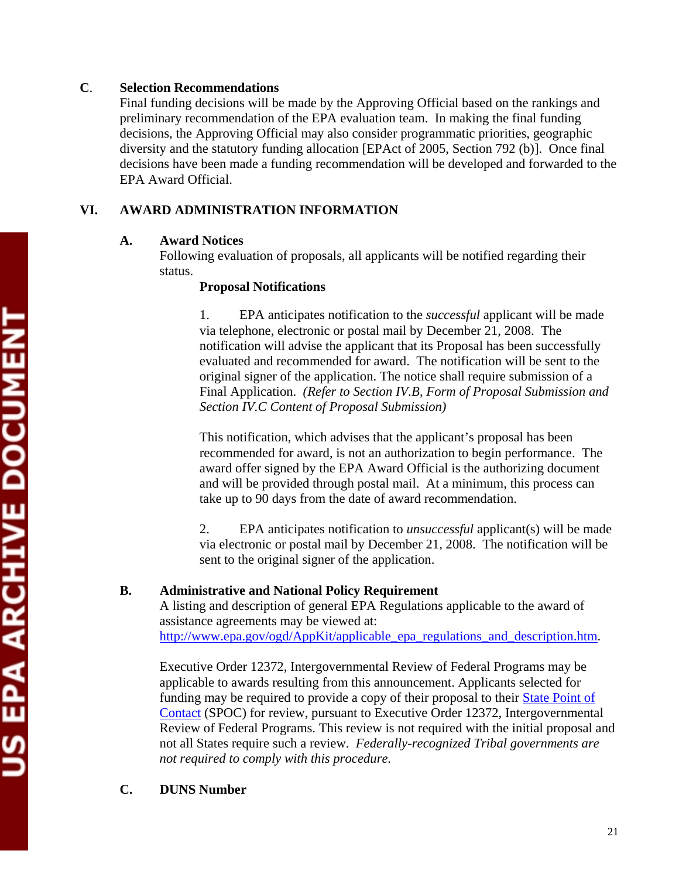**C.** **Selection Recommendations**

Final funding decisions will be made by the Approving Official based on the rankings and preliminary recommendation of the EPA evaluation team. In making the final funding decisions, the Approving Official may also consider programmatic priorities, geographic diversity and the statutory funding allocation [EPAct of 2005, Section 792 (b)]. Once final decisions have been made a funding recommendation will be developed and forwarded to the EPA Award Official.

## VI. AWARD ADMINISTRATION INFORMATION

### A. Award Notices

Following evaluation of proposals, all applicants will be notified regarding their status.

**Proposal Notifications**

1. EPA anticipates notification to the *successful* applicant will be made via telephone, electronic or postal mail by December 21, 2008. The notification will advise the applicant that its Proposal has been successfully evaluated and recommended for award. The notification will be sent to the original signer of the application. The notice shall require submission of a Final Application. *(Refer to Section IV.B, Form of Proposal Submission and Section IV.C Content of Proposal Submission)*

   This notification, which advises that the applicant's proposal has been recommended for award, is not an authorization to begin performance. The award offer signed by the EPA Award Official is the authorizing document and will be provided through postal mail. At a minimum, this process can take up to 90 days from the date of award recommendation.

2. EPA anticipates notification to *unsuccessful* applicant(s) will be made via electronic or postal mail by December 21, 2008. The notification will be sent to the original signer of the application.

### B. Administrative and National Policy Requirement

A listing and description of general EPA Regulations applicable to the award of assistance agreements may be viewed at: http://www.epa.gov/ogd/AppKit/applicable_epa_regulations_and_description.htm.

Executive Order 12372, Intergovernmental Review of Federal Programs may be applicable to awards resulting from this announcement. Applicants selected for funding may be required to provide a copy of their proposal to their State Point of Contact (SPOC) for review, pursuant to Executive Order 12372, Intergovernmental Review of Federal Programs. This review is not required with the initial proposal and not all States require such a review. *Federally-recognized Tribal governments are not required to comply with this procedure.*

### C. DUNS Number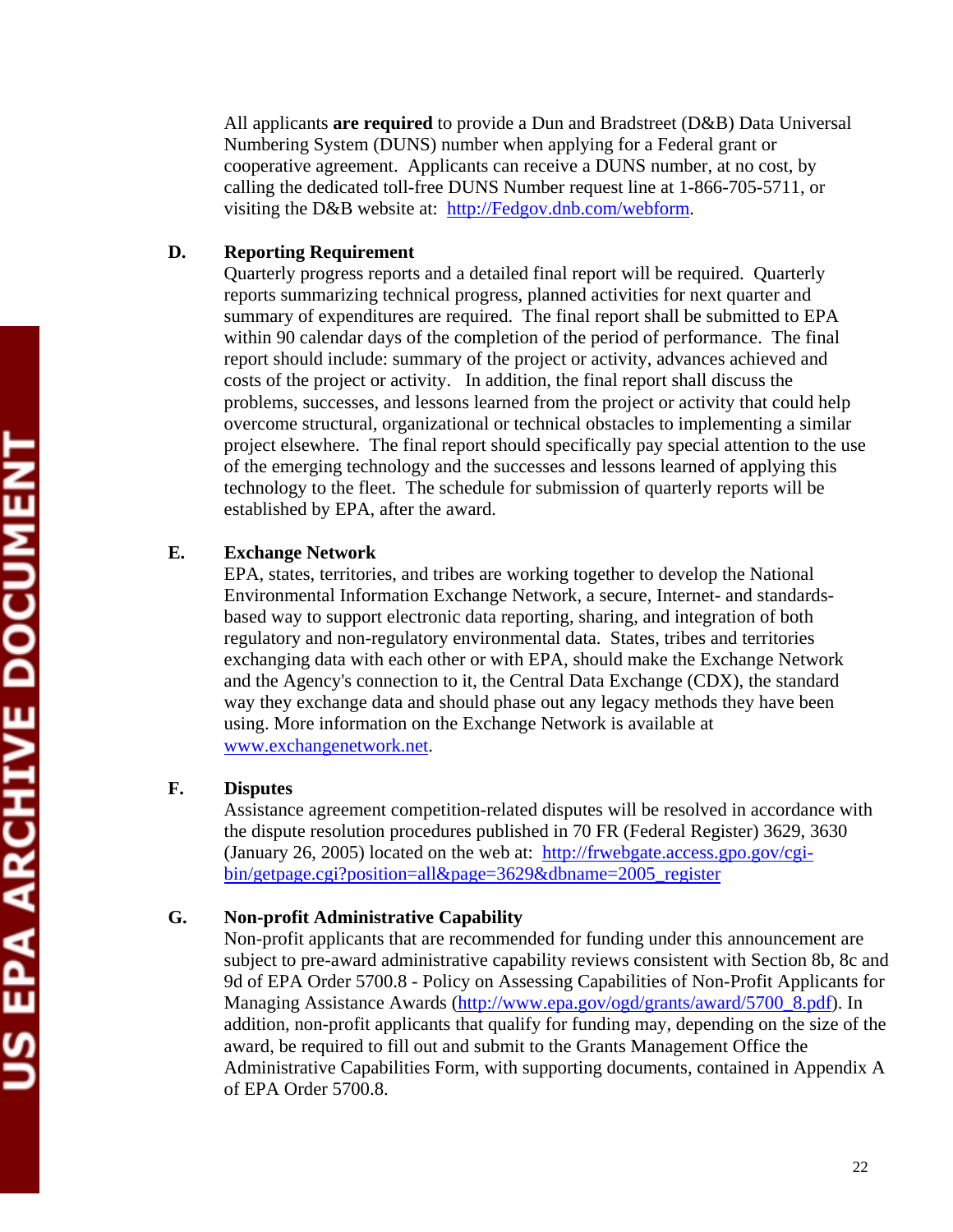All applicants **are required** to provide a Dun and Bradstreet (D&B) Data Universal Numbering System (DUNS) number when applying for a Federal grant or cooperative agreement. Applicants can receive a DUNS number, at no cost, by calling the dedicated toll-free DUNS Number request line at 1-866-705-5711, or visiting the D&B website at: http://Fedgov.dnb.com/webform.

**D. Reporting Requirement**

Quarterly progress reports and a detailed final report will be required. Quarterly reports summarizing technical progress, planned activities for next quarter and summary of expenditures are required. The final report shall be submitted to EPA within 90 calendar days of the completion of the period of performance. The final report should include: summary of the project or activity, advances achieved and costs of the project or activity. In addition, the final report shall discuss the problems, successes, and lessons learned from the project or activity that could help overcome structural, organizational or technical obstacles to implementing a similar project elsewhere. The final report should specifically pay special attention to the use of the emerging technology and the successes and lessons learned of applying this technology to the fleet. The schedule for submission of quarterly reports will be established by EPA, after the award.

**E. Exchange Network**

EPA, states, territories, and tribes are working together to develop the National Environmental Information Exchange Network, a secure, Internet- and standards-based way to support electronic data reporting, sharing, and integration of both regulatory and non-regulatory environmental data. States, tribes and territories exchanging data with each other or with EPA, should make the Exchange Network and the Agency's connection to it, the Central Data Exchange (CDX), the standard way they exchange data and should phase out any legacy methods they have been using. More information on the Exchange Network is available at www.exchangenetwork.net.

**F. Disputes**

Assistance agreement competition-related disputes will be resolved in accordance with the dispute resolution procedures published in 70 FR (Federal Register) 3629, 3630 (January 26, 2005) located on the web at: http://frwebgate.access.gpo.gov/cgi-bin/getpage.cgi?position=all&page=3629&dbname=2005_register

**G. Non-profit Administrative Capability**

Non-profit applicants that are recommended for funding under this announcement are subject to pre-award administrative capability reviews consistent with Section 8b, 8c and 9d of EPA Order 5700.8 - Policy on Assessing Capabilities of Non-Profit Applicants for Managing Assistance Awards (http://www.epa.gov/ogd/grants/award/5700_8.pdf). In addition, non-profit applicants that qualify for funding may, depending on the size of the award, be required to fill out and submit to the Grants Management Office the Administrative Capabilities Form, with supporting documents, contained in Appendix A of EPA Order 5700.8.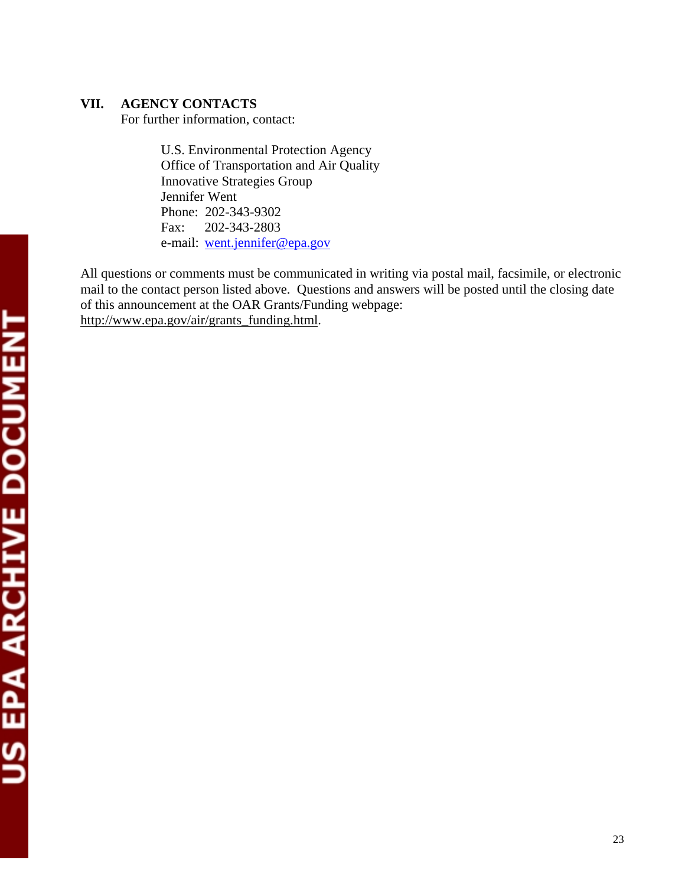## VII. AGENCY CONTACTS

For further information, contact:

U.S. Environmental Protection Agency  
Office of Transportation and Air Quality  
Innovative Strategies Group  
Jennifer Went  
Phone: 202-343-9302  
Fax: 202-343-2803  
e-mail: went.jennifer@epa.gov

All questions or comments must be communicated in writing via postal mail, facsimile, or electronic mail to the contact person listed above. Questions and answers will be posted until the closing date of this announcement at the OAR Grants/Funding webpage: http://www.epa.gov/air/grants_funding.html.